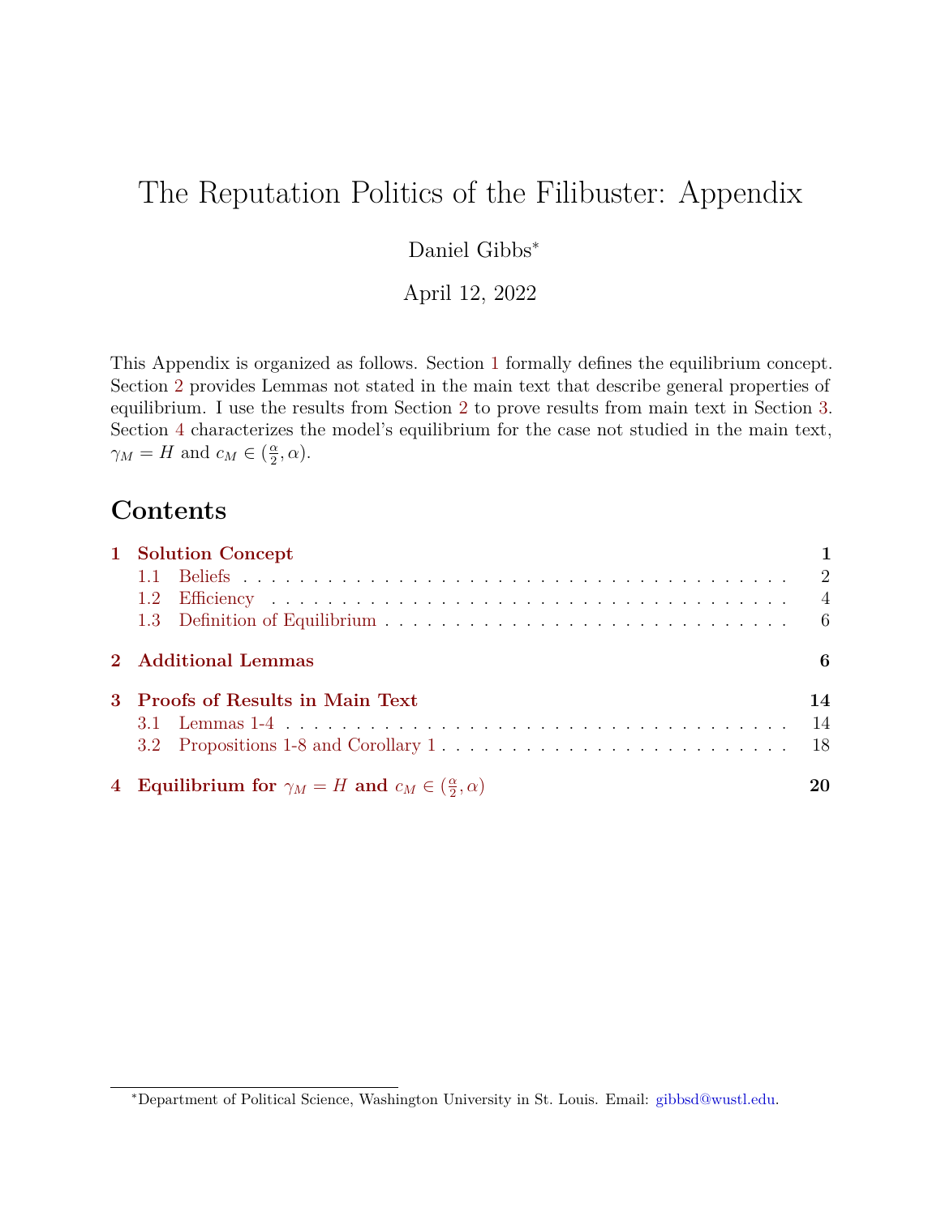# The Reputation Politics of the Filibuster: Appendix

Daniel Gibbs*

April 12, 2022

This Appendix is organized as follows. Section 1 formally defines the equilibrium concept. Section 2 provides Lemmas not stated in the main text that describe general properties of equilibrium. I use the results from Section 2 to prove results from main text in Section 3. Section 4 characterizes the model's equilibrium for the case not studied in the main text, $\gamma_M = H$ and $c_M \in (\frac{\alpha}{2}, \alpha)$.

## Contents

- **1 Solution Concept** — 1
  - 1.1 Beliefs — 2
  - 1.2 Efficiency — 4
  - 1.3 Definition of Equilibrium — 6
- **2 Additional Lemmas** — 6
- **3 Proofs of Results in Main Text** — 14
  - 3.1 Lemmas 1-4 — 14
  - 3.2 Propositions 1-8 and Corollary 1 — 18
- **4 Equilibrium for $\gamma_M = H$ and $c_M \in (\frac{\alpha}{2}, \alpha)$** — 20

*Department of Political Science, Washington University in St. Louis. Email: gibbsd@wustl.edu.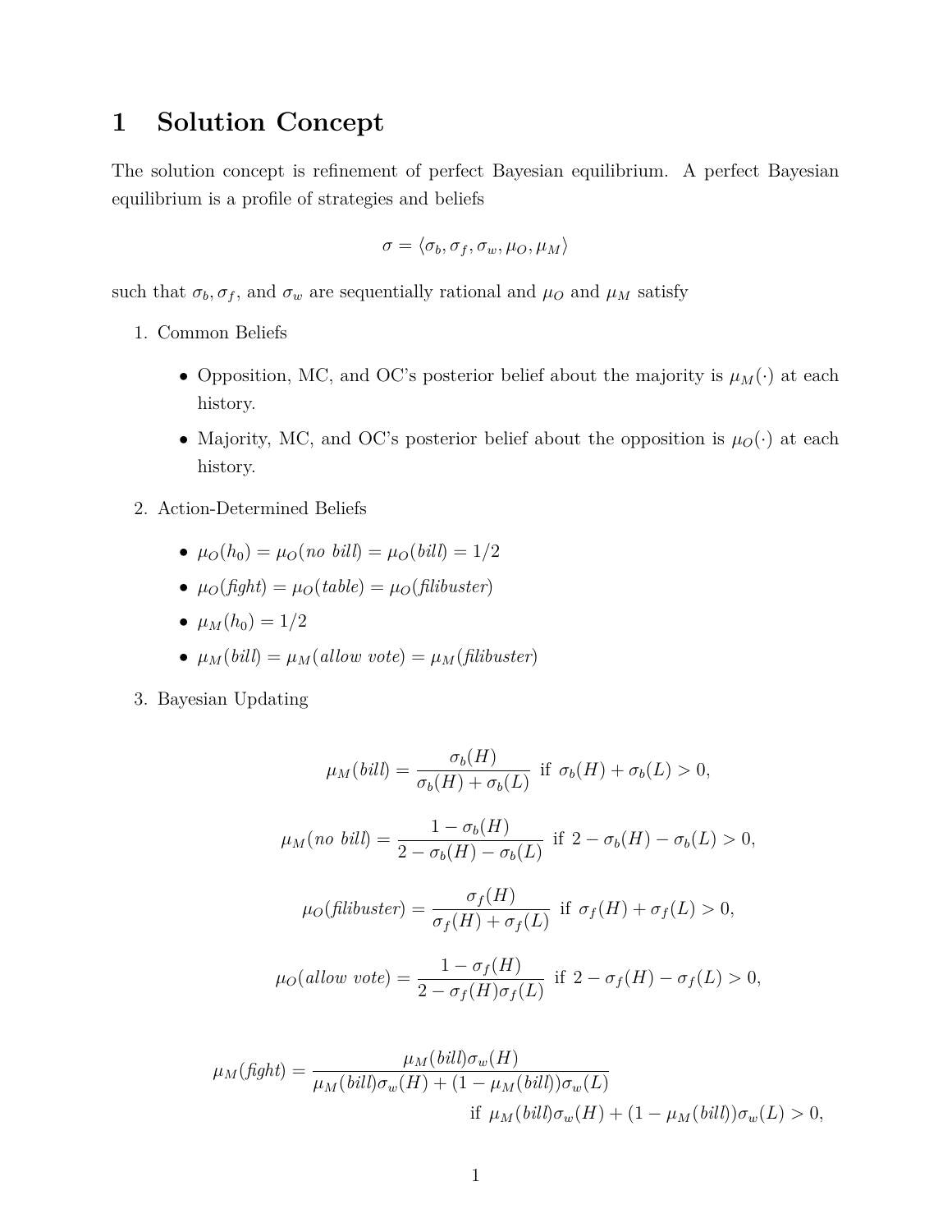# 1 Solution Concept

The solution concept is refinement of perfect Bayesian equilibrium. A perfect Bayesian equilibrium is a profile of strategies and beliefs

$$\sigma = \langle \sigma_b, \sigma_f, \sigma_w, \mu_O, \mu_M \rangle$$

such that $\sigma_b, \sigma_f$, and $\sigma_w$ are sequentially rational and $\mu_O$ and $\mu_M$ satisfy

1. Common Beliefs
   - Opposition, MC, and OC's posterior belief about the majority is $\mu_M(\cdot)$ at each history.
   - Majority, MC, and OC's posterior belief about the opposition is $\mu_O(\cdot)$ at each history.
2. Action-Determined Beliefs
   - $\mu_O(h_0) = \mu_O(\textit{no bill}) = \mu_O(\textit{bill}) = 1/2$
   - $\mu_O(\textit{fight}) = \mu_O(\textit{table}) = \mu_O(\textit{filibuster})$
   - $\mu_M(h_0) = 1/2$
   - $\mu_M(\textit{bill}) = \mu_M(\textit{allow vote}) = \mu_M(\textit{filibuster})$
3. Bayesian Updating

$$\mu_M(\textit{bill}) = \frac{\sigma_b(H)}{\sigma_b(H) + \sigma_b(L)} \text{ if } \sigma_b(H) + \sigma_b(L) > 0,$$

$$\mu_M(\textit{no bill}) = \frac{1 - \sigma_b(H)}{2 - \sigma_b(H) - \sigma_b(L)} \text{ if } 2 - \sigma_b(H) - \sigma_b(L) > 0,$$

$$\mu_O(\textit{filibuster}) = \frac{\sigma_f(H)}{\sigma_f(H) + \sigma_f(L)} \text{ if } \sigma_f(H) + \sigma_f(L) > 0,$$

$$\mu_O(\textit{allow vote}) = \frac{1 - \sigma_f(H)}{2 - \sigma_f(H)\sigma_f(L)} \text{ if } 2 - \sigma_f(H) - \sigma_f(L) > 0,$$

$$\mu_M(\textit{fight}) = \frac{\mu_M(\textit{bill})\sigma_w(H)}{\mu_M(\textit{bill})\sigma_w(H) + (1 - \mu_M(\textit{bill}))\sigma_w(L)}$$
$$\text{if } \mu_M(\textit{bill})\sigma_w(H) + (1 - \mu_M(\textit{bill}))\sigma_w(L) > 0,$$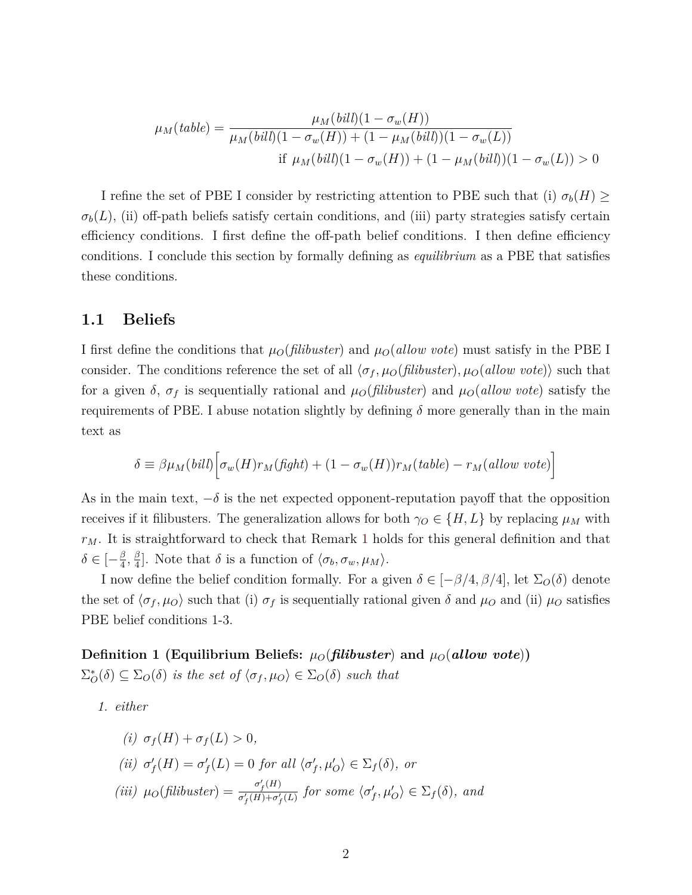$$\mu_M(\textit{table}) = \frac{\mu_M(\textit{bill})(1-\sigma_w(H))}{\mu_M(\textit{bill})(1-\sigma_w(H)) + (1-\mu_M(\textit{bill}))(1-\sigma_w(L))}$$
$$\text{if } \mu_M(\textit{bill})(1-\sigma_w(H)) + (1-\mu_M(\textit{bill}))(1-\sigma_w(L)) > 0$$

I refine the set of PBE I consider by restricting attention to PBE such that (i) $\sigma_b(H) \geq \sigma_b(L)$, (ii) off-path beliefs satisfy certain conditions, and (iii) party strategies satisfy certain efficiency conditions. I first define the off-path belief conditions. I then define efficiency conditions. I conclude this section by formally defining as *equilibrium* as a PBE that satisfies these conditions.

## 1.1 Beliefs

I first define the conditions that $\mu_O(\textit{filibuster})$ and $\mu_O(\textit{allow vote})$ must satisfy in the PBE I consider. The conditions reference the set of all $\langle \sigma_f, \mu_O(\textit{filibuster}), \mu_O(\textit{allow vote})\rangle$ such that for a given $\delta$, $\sigma_f$ is sequentially rational and $\mu_O(\textit{filibuster})$ and $\mu_O(\textit{allow vote})$ satisfy the requirements of PBE. I abuse notation slightly by defining $\delta$ more generally than in the main text as

$$\delta \equiv \beta\mu_M(\textit{bill})\Big[\sigma_w(H)r_M(\textit{fight}) + (1-\sigma_w(H))r_M(\textit{table}) - r_M(\textit{allow vote})\Big]$$

As in the main text, $-\delta$ is the net expected opponent-reputation payoff that the opposition receives if it filibusters. The generalization allows for both $\gamma_O \in \{H, L\}$ by replacing $\mu_M$ with $r_M$. It is straightforward to check that Remark 1 holds for this general definition and that $\delta \in [-\frac{\beta}{4}, \frac{\beta}{4}]$. Note that $\delta$ is a function of $\langle \sigma_b, \sigma_w, \mu_M\rangle$.

I now define the belief condition formally. For a given $\delta \in [-\beta/4, \beta/4]$, let $\Sigma_O(\delta)$ denote the set of $\langle \sigma_f, \mu_O\rangle$ such that (i) $\sigma_f$ is sequentially rational given $\delta$ and $\mu_O$ and (ii) $\mu_O$ satisfies PBE belief conditions 1-3.

**Definition 1 (Equilibrium Beliefs: $\mu_O$(*filibuster*) and $\mu_O$(*allow vote*))** *$\Sigma^*_O(\delta) \subseteq \Sigma_O(\delta)$ is the set of $\langle \sigma_f, \mu_O\rangle \in \Sigma_O(\delta)$ such that*

1. *either*

   *(i)* $\sigma_f(H) + \sigma_f(L) > 0$,

   *(ii)* $\sigma'_f(H) = \sigma'_f(L) = 0$ *for all* $\langle \sigma'_f, \mu'_O\rangle \in \Sigma_f(\delta)$, *or*

   *(iii)* $\mu_O(\textit{filibuster}) = \frac{\sigma'_f(H)}{\sigma'_f(H)+\sigma'_f(L)}$ *for some* $\langle \sigma'_f, \mu'_O\rangle \in \Sigma_f(\delta)$, *and*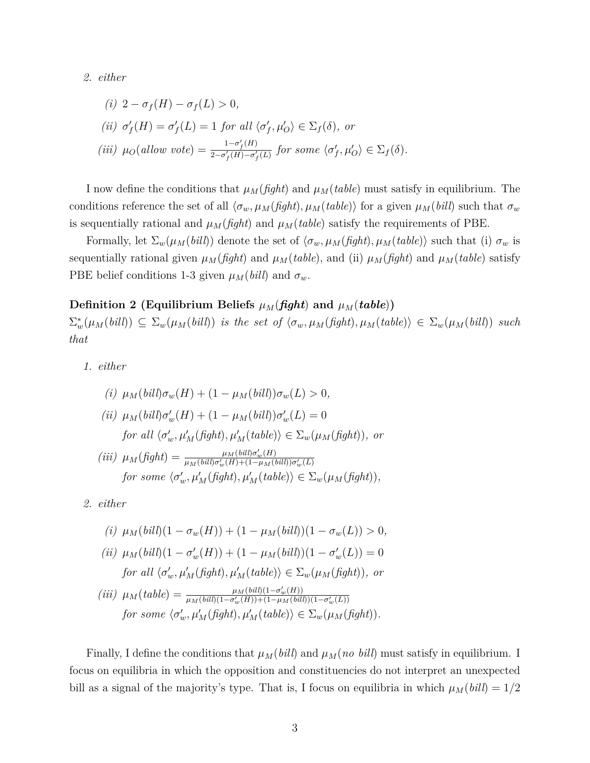2. *either*

   *(i)* $2 - \sigma_f(H) - \sigma_f(L) > 0$,

   *(ii)* $\sigma'_f(H) = \sigma'_f(L) = 1$ *for all* $\langle \sigma'_f, \mu'_O \rangle \in \Sigma_f(\delta)$, *or*

   *(iii)* $\mu_O(\textit{allow vote}) = \frac{1-\sigma'_f(H)}{2-\sigma'_f(H)-\sigma'_f(L)}$ *for some* $\langle \sigma'_f, \mu'_O \rangle \in \Sigma_f(\delta)$.

I now define the conditions that $\mu_M(\textit{fight})$ and $\mu_M(\textit{table})$ must satisfy in equilibrium. The conditions reference the set of all $\langle \sigma_w, \mu_M(\textit{fight}), \mu_M(\textit{table}) \rangle$ for a given $\mu_M(\textit{bill})$ such that $\sigma_w$ is sequentially rational and $\mu_M(\textit{fight})$ and $\mu_M(\textit{table})$ satisfy the requirements of PBE.

Formally, let $\Sigma_w(\mu_M(\textit{bill}))$ denote the set of $\langle \sigma_w, \mu_M(\textit{fight}), \mu_M(\textit{table}) \rangle$ such that (i) $\sigma_w$ is sequentially rational given $\mu_M(\textit{fight})$ and $\mu_M(\textit{table})$, and (ii) $\mu_M(\textit{fight})$ and $\mu_M(\textit{table})$ satisfy PBE belief conditions 1-3 given $\mu_M(\textit{bill})$ and $\sigma_w$.

**Definition 2 (Equilibrium Beliefs $\mu_M(\textit{fight})$ and $\mu_M(\textit{table})$)**
*$\Sigma^*_w(\mu_M(\textit{bill})) \subseteq \Sigma_w(\mu_M(\textit{bill}))$ is the set of $\langle \sigma_w, \mu_M(\textit{fight}), \mu_M(\textit{table}) \rangle \in \Sigma_w(\mu_M(\textit{bill}))$ such that*

1. *either*

   *(i)* $\mu_M(\textit{bill})\sigma_w(H) + (1 - \mu_M(\textit{bill}))\sigma_w(L) > 0$,

   *(ii)* $\mu_M(\textit{bill})\sigma'_w(H) + (1 - \mu_M(\textit{bill}))\sigma'_w(L) = 0$
   *for all* $\langle \sigma'_w, \mu'_M(\textit{fight}), \mu'_M(\textit{table}) \rangle \in \Sigma_w(\mu_M(\textit{fight}))$, *or*

   *(iii)* $\mu_M(\textit{fight}) = \frac{\mu_M(\textit{bill})\sigma'_w(H)}{\mu_M(\textit{bill})\sigma'_w(H)+(1-\mu_M(\textit{bill}))\sigma'_w(L)}$
   *for some* $\langle \sigma'_w, \mu'_M(\textit{fight}), \mu'_M(\textit{table}) \rangle \in \Sigma_w(\mu_M(\textit{fight}))$,

2. *either*

   *(i)* $\mu_M(\textit{bill})(1 - \sigma_w(H)) + (1 - \mu_M(\textit{bill}))(1 - \sigma_w(L)) > 0$,

   *(ii)* $\mu_M(\textit{bill})(1 - \sigma'_w(H)) + (1 - \mu_M(\textit{bill}))(1 - \sigma'_w(L)) = 0$
   *for all* $\langle \sigma'_w, \mu'_M(\textit{fight}), \mu'_M(\textit{table}) \rangle \in \Sigma_w(\mu_M(\textit{fight}))$, *or*

   *(iii)* $\mu_M(\textit{table}) = \frac{\mu_M(\textit{bill})(1-\sigma'_w(H))}{\mu_M(\textit{bill})(1-\sigma'_w(H))+(1-\mu_M(\textit{bill}))(1-\sigma'_w(L))}$
   *for some* $\langle \sigma'_w, \mu'_M(\textit{fight}), \mu'_M(\textit{table}) \rangle \in \Sigma_w(\mu_M(\textit{fight}))$.

Finally, I define the conditions that $\mu_M(\textit{bill})$ and $\mu_M(\textit{no bill})$ must satisfy in equilibrium. I focus on equilibria in which the opposition and constituencies do not interpret an unexpected bill as a signal of the majority's type. That is, I focus on equilibria in which $\mu_M(\textit{bill}) = 1/2$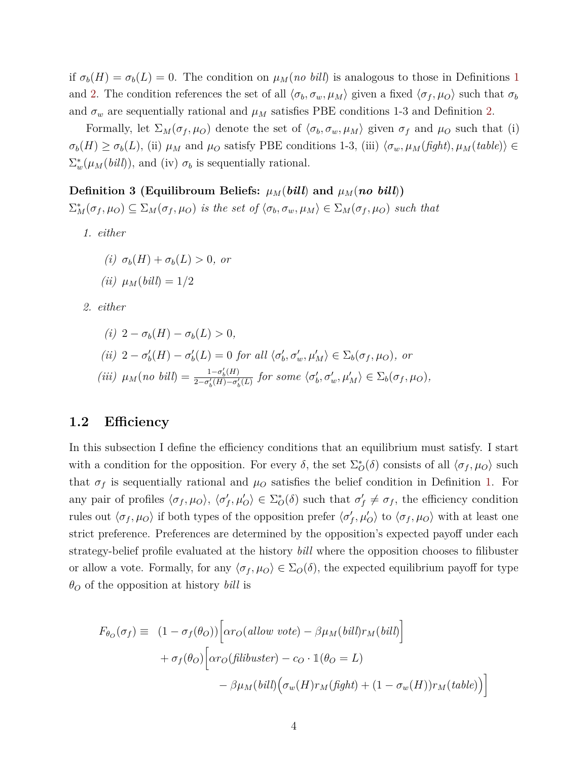if $\sigma_b(H) = \sigma_b(L) = 0$. The condition on $\mu_M(\textit{no bill})$ is analogous to those in Definitions 1 and 2. The condition references the set of all $\langle \sigma_b, \sigma_w, \mu_M \rangle$ given a fixed $\langle \sigma_f, \mu_O \rangle$ such that $\sigma_b$ and $\sigma_w$ are sequentially rational and $\mu_M$ satisfies PBE conditions 1-3 and Definition 2.

Formally, let $\Sigma_M(\sigma_f, \mu_O)$ denote the set of $\langle \sigma_b, \sigma_w, \mu_M \rangle$ given $\sigma_f$ and $\mu_O$ such that (i) $\sigma_b(H) \geq \sigma_b(L)$, (ii) $\mu_M$ and $\mu_O$ satisfy PBE conditions 1-3, (iii) $\langle \sigma_w, \mu_M(\textit{fight}), \mu_M(\textit{table}) \rangle \in \Sigma_w^*(\mu_M(\textit{bill}))$, and (iv) $\sigma_b$ is sequentially rational.

**Definition 3 (Equilibroum Beliefs: $\mu_M(\textit{bill})$ and $\mu_M(\textit{no bill})$)**
*$\Sigma_M^*(\sigma_f, \mu_O) \subseteq \Sigma_M(\sigma_f, \mu_O)$ is the set of $\langle \sigma_b, \sigma_w, \mu_M \rangle \in \Sigma_M(\sigma_f, \mu_O)$ such that*

1. *either*

   *(i)* $\sigma_b(H) + \sigma_b(L) > 0$, *or*

   *(ii)* $\mu_M(\textit{bill}) = 1/2$

2. *either*

   *(i)* $2 - \sigma_b(H) - \sigma_b(L) > 0$,

   *(ii)* $2 - \sigma_b'(H) - \sigma_b'(L) = 0$ *for all* $\langle \sigma_b', \sigma_w', \mu_M' \rangle \in \Sigma_b(\sigma_f, \mu_O)$, *or*

   *(iii)* $\mu_M(\textit{no bill}) = \frac{1-\sigma_b'(H)}{2-\sigma_b'(H)-\sigma_b'(L)}$ *for some* $\langle \sigma_b', \sigma_w', \mu_M' \rangle \in \Sigma_b(\sigma_f, \mu_O)$,

## 1.2 Efficiency

In this subsection I define the efficiency conditions that an equilibrium must satisfy. I start with a condition for the opposition. For every $\delta$, the set $\Sigma_O^*(\delta)$ consists of all $\langle \sigma_f, \mu_O \rangle$ such that $\sigma_f$ is sequentially rational and $\mu_O$ satisfies the belief condition in Definition 1. For any pair of profiles $\langle \sigma_f, \mu_O \rangle$, $\langle \sigma_f', \mu_O' \rangle \in \Sigma_O^*(\delta)$ such that $\sigma_f' \neq \sigma_f$, the efficiency condition rules out $\langle \sigma_f, \mu_O \rangle$ if both types of the opposition prefer $\langle \sigma_f', \mu_O' \rangle$ to $\langle \sigma_f, \mu_O \rangle$ with at least one strict preference. Preferences are determined by the opposition's expected payoff under each strategy-belief profile evaluated at the history *bill* where the opposition chooses to filibuster or allow a vote. Formally, for any $\langle \sigma_f, \mu_O \rangle \in \Sigma_O(\delta)$, the expected equilibrium payoff for type $\theta_O$ of the opposition at history *bill* is

$$
\begin{aligned}
F_{\theta_O}(\sigma_f) \equiv \; & (1 - \sigma_f(\theta_O))\Big[\alpha r_O(\textit{allow vote}) - \beta \mu_M(\textit{bill}) r_M(\textit{bill})\Big] \\
& + \sigma_f(\theta_O)\Big[\alpha r_O(\textit{filibuster}) - c_O \cdot \mathbb{1}(\theta_O = L) \\
& \qquad - \beta \mu_M(\textit{bill})\Big(\sigma_w(H) r_M(\textit{fight}) + (1 - \sigma_w(H)) r_M(\textit{table})\Big)\Big]
\end{aligned}
$$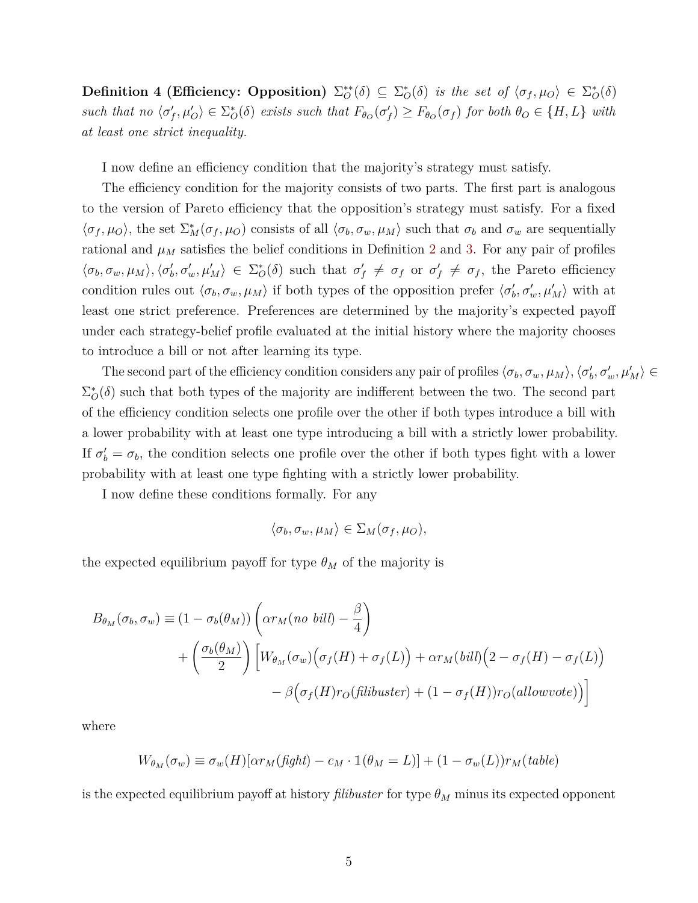**Definition 4 (Efficiency: Opposition)** *$\Sigma_O^{**}(\delta) \subseteq \Sigma_O^*(\delta)$ is the set of $\langle \sigma_f, \mu_O \rangle \in \Sigma_O^*(\delta)$ such that no $\langle \sigma_f', \mu_O' \rangle \in \Sigma_O^*(\delta)$ exists such that $F_{\theta_O}(\sigma_f') \geq F_{\theta_O}(\sigma_f)$ for both $\theta_O \in \{H, L\}$ with at least one strict inequality.*

I now define an efficiency condition that the majority's strategy must satisfy.

The efficiency condition for the majority consists of two parts. The first part is analogous to the version of Pareto efficiency that the opposition's strategy must satisfy. For a fixed $\langle \sigma_f, \mu_O \rangle$, the set $\Sigma_M^*(\sigma_f, \mu_O)$ consists of all $\langle \sigma_b, \sigma_w, \mu_M \rangle$ such that $\sigma_b$ and $\sigma_w$ are sequentially rational and $\mu_M$ satisfies the belief conditions in Definition 2 and 3. For any pair of profiles $\langle \sigma_b, \sigma_w, \mu_M \rangle, \langle \sigma_b', \sigma_w', \mu_M' \rangle \in \Sigma_O^*(\delta)$ such that $\sigma_f' \neq \sigma_f$ or $\sigma_f' \neq \sigma_f$, the Pareto efficiency condition rules out $\langle \sigma_b, \sigma_w, \mu_M \rangle$ if both types of the opposition prefer $\langle \sigma_b', \sigma_w', \mu_M' \rangle$ with at least one strict preference. Preferences are determined by the majority's expected payoff under each strategy-belief profile evaluated at the initial history where the majority chooses to introduce a bill or not after learning its type.

The second part of the efficiency condition considers any pair of profiles $\langle \sigma_b, \sigma_w, \mu_M \rangle, \langle \sigma_b', \sigma_w', \mu_M' \rangle \in \Sigma_O^*(\delta)$ such that both types of the majority are indifferent between the two. The second part of the efficiency condition selects one profile over the other if both types introduce a bill with a lower probability with at least one type introducing a bill with a strictly lower probability. If $\sigma_b' = \sigma_b$, the condition selects one profile over the other if both types fight with a lower probability with at least one type fighting with a strictly lower probability.

I now define these conditions formally. For any

$$\langle \sigma_b, \sigma_w, \mu_M \rangle \in \Sigma_M(\sigma_f, \mu_O),$$

the expected equilibrium payoff for type $\theta_M$ of the majority is

$$\begin{aligned} B_{\theta_M}(\sigma_b, \sigma_w) \equiv (1 - \sigma_b(\theta_M)) &\left( \alpha r_M(\textit{no bill}) - \frac{\beta}{4} \right) \\ &+ \left( \frac{\sigma_b(\theta_M)}{2} \right) \Big[ W_{\theta_M}(\sigma_w) \big( \sigma_f(H) + \sigma_f(L) \big) + \alpha r_M(\textit{bill}) \big( 2 - \sigma_f(H) - \sigma_f(L) \big) \\ &\qquad - \beta \big( \sigma_f(H) r_O(\textit{filibuster}) + (1 - \sigma_f(H)) r_O(\textit{allowvote}) \big) \Big] \end{aligned}$$

where

$$W_{\theta_M}(\sigma_w) \equiv \sigma_w(H)[\alpha r_M(\textit{fight}) - c_M \cdot \mathbb{1}(\theta_M = L)] + (1 - \sigma_w(L)) r_M(\textit{table})$$

is the expected equilibrium payoff at history *filibuster* for type $\theta_M$ minus its expected opponent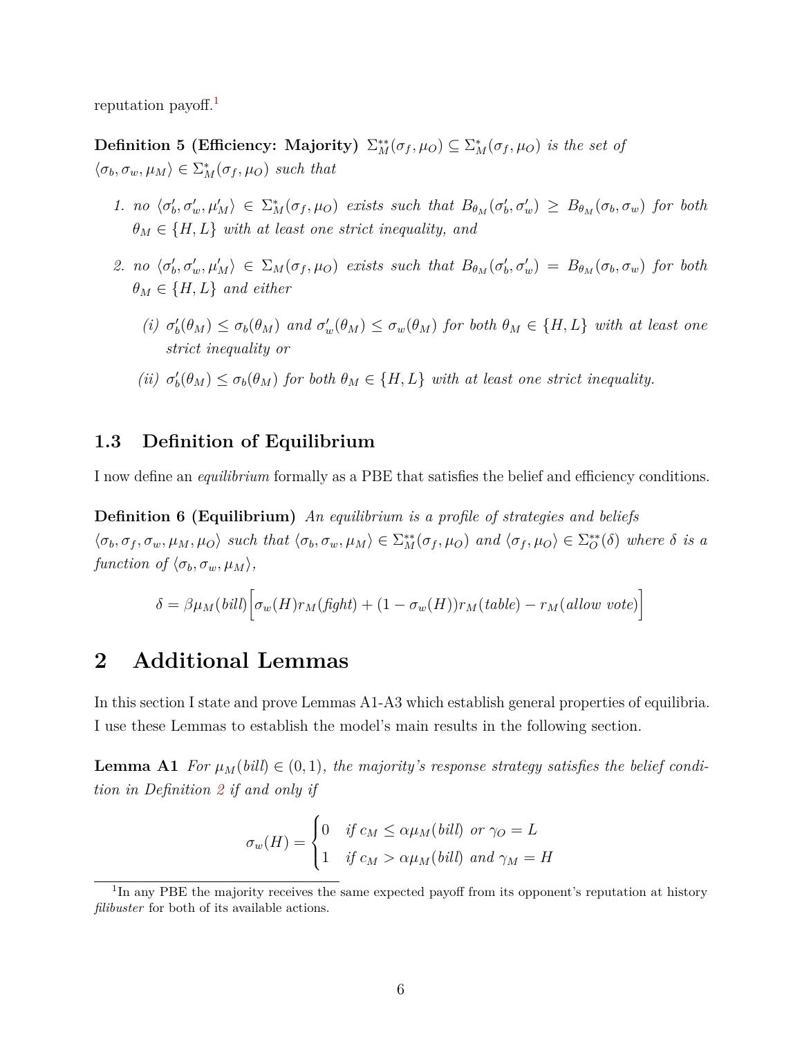reputation payoff.[1]

**Definition 5 (Efficiency: Majority)** *$\Sigma^{**}_M(\sigma_f, \mu_O) \subseteq \Sigma^*_M(\sigma_f, \mu_O)$ is the set of $\langle \sigma_b, \sigma_w, \mu_M \rangle \in \Sigma^*_M(\sigma_f, \mu_O)$ such that*

1. *no $\langle \sigma'_b, \sigma'_w, \mu'_M \rangle \in \Sigma^*_M(\sigma_f, \mu_O)$ exists such that $B_{\theta_M}(\sigma'_b, \sigma'_w) \geq B_{\theta_M}(\sigma_b, \sigma_w)$ for both $\theta_M \in \{H, L\}$ with at least one strict inequality, and*
2. *no $\langle \sigma'_b, \sigma'_w, \mu'_M \rangle \in \Sigma_M(\sigma_f, \mu_O)$ exists such that $B_{\theta_M}(\sigma'_b, \sigma'_w) = B_{\theta_M}(\sigma_b, \sigma_w)$ for both $\theta_M \in \{H, L\}$ and either*
   - *(i) $\sigma'_b(\theta_M) \leq \sigma_b(\theta_M)$ and $\sigma'_w(\theta_M) \leq \sigma_w(\theta_M)$ for both $\theta_M \in \{H, L\}$ with at least one strict inequality or*
   - *(ii) $\sigma'_b(\theta_M) \leq \sigma_b(\theta_M)$ for both $\theta_M \in \{H, L\}$ with at least one strict inequality.*

### 1.3 Definition of Equilibrium

I now define an *equilibrium* formally as a PBE that satisfies the belief and efficiency conditions.

**Definition 6 (Equilibrium)** *An equilibrium is a profile of strategies and beliefs $\langle \sigma_b, \sigma_f, \sigma_w, \mu_M, \mu_O \rangle$ such that $\langle \sigma_b, \sigma_w, \mu_M \rangle \in \Sigma^{**}_M(\sigma_f, \mu_O)$ and $\langle \sigma_f, \mu_O \rangle \in \Sigma^{**}_O(\delta)$ where $\delta$ is a function of $\langle \sigma_b, \sigma_w, \mu_M \rangle$,*

$$\delta = \beta \mu_M(\mathit{bill}) \Big[ \sigma_w(H) r_M(\mathit{fight}) + (1 - \sigma_w(H)) r_M(\mathit{table}) - r_M(\mathit{allow\ vote}) \Big]$$

## 2 Additional Lemmas

In this section I state and prove Lemmas A1-A3 which establish general properties of equilibria. I use these Lemmas to establish the model's main results in the following section.

**Lemma A1** *For $\mu_M(\mathit{bill}) \in (0, 1)$, the majority's response strategy satisfies the belief condition in Definition 2 if and only if*

$$\sigma_w(H) = \begin{cases} 0 & \text{if } c_M \leq \alpha \mu_M(\mathit{bill}) \text{ or } \gamma_O = L \\ 1 & \text{if } c_M > \alpha \mu_M(\mathit{bill}) \text{ and } \gamma_M = H \end{cases}$$

[1] In any PBE the majority receives the same expected payoff from its opponent's reputation at history *filibuster* for both of its available actions.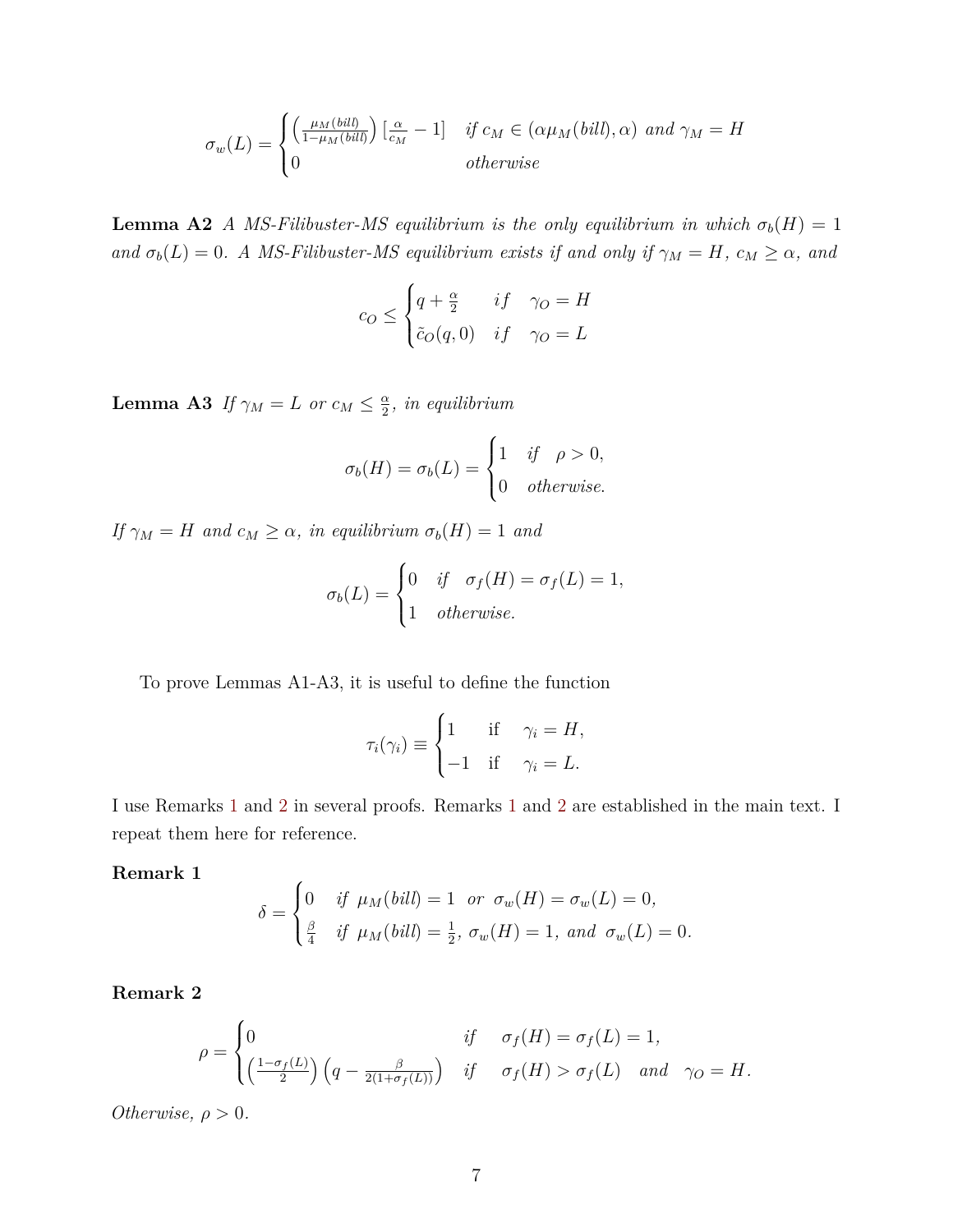$$\sigma_w(L) = \begin{cases} \left(\frac{\mu_M(bill)}{1-\mu_M(bill)}\right)\left[\frac{\alpha}{c_M} - 1\right] & \text{if } c_M \in (\alpha\mu_M(bill), \alpha) \text{ and } \gamma_M = H \\ 0 & \text{otherwise} \end{cases}$$

**Lemma A2** *A MS-Filibuster-MS equilibrium is the only equilibrium in which $\sigma_b(H) = 1$ and $\sigma_b(L) = 0$. A MS-Filibuster-MS equilibrium exists if and only if $\gamma_M = H$, $c_M \geq \alpha$, and*

$$c_O \leq \begin{cases} q + \frac{\alpha}{2} & if \quad \gamma_O = H \\ \tilde{c}_O(q, 0) & if \quad \gamma_O = L \end{cases}$$

**Lemma A3** *If $\gamma_M = L$ or $c_M \leq \frac{\alpha}{2}$, in equilibrium*

$$\sigma_b(H) = \sigma_b(L) = \begin{cases} 1 & if \quad \rho > 0, \\ 0 & otherwise. \end{cases}$$

*If $\gamma_M = H$ and $c_M \geq \alpha$, in equilibrium $\sigma_b(H) = 1$ and*

$$\sigma_b(L) = \begin{cases} 0 & if \quad \sigma_f(H) = \sigma_f(L) = 1, \\ 1 & otherwise. \end{cases}$$

To prove Lemmas A1-A3, it is useful to define the function

$$\tau_i(\gamma_i) \equiv \begin{cases} 1 & \text{if} \quad \gamma_i = H, \\ -1 & \text{if} \quad \gamma_i = L. \end{cases}$$

I use Remarks 1 and 2 in several proofs. Remarks 1 and 2 are established in the main text. I repeat them here for reference.

**Remark 1**

$$\delta = \begin{cases} 0 & if \ \mu_M(bill) = 1 \ \ or \ \ \sigma_w(H) = \sigma_w(L) = 0, \\ \frac{\beta}{4} & if \ \mu_M(bill) = \frac{1}{2}, \ \sigma_w(H) = 1, \ and \ \ \sigma_w(L) = 0. \end{cases}$$

**Remark 2**

$$\rho = \begin{cases} 0 & if \quad \sigma_f(H) = \sigma_f(L) = 1, \\ \left(\frac{1-\sigma_f(L)}{2}\right)\left(q - \frac{\beta}{2(1+\sigma_f(L))}\right) & if \quad \sigma_f(H) > \sigma_f(L) \quad and \quad \gamma_O = H. \end{cases}$$

*Otherwise, $\rho > 0$.*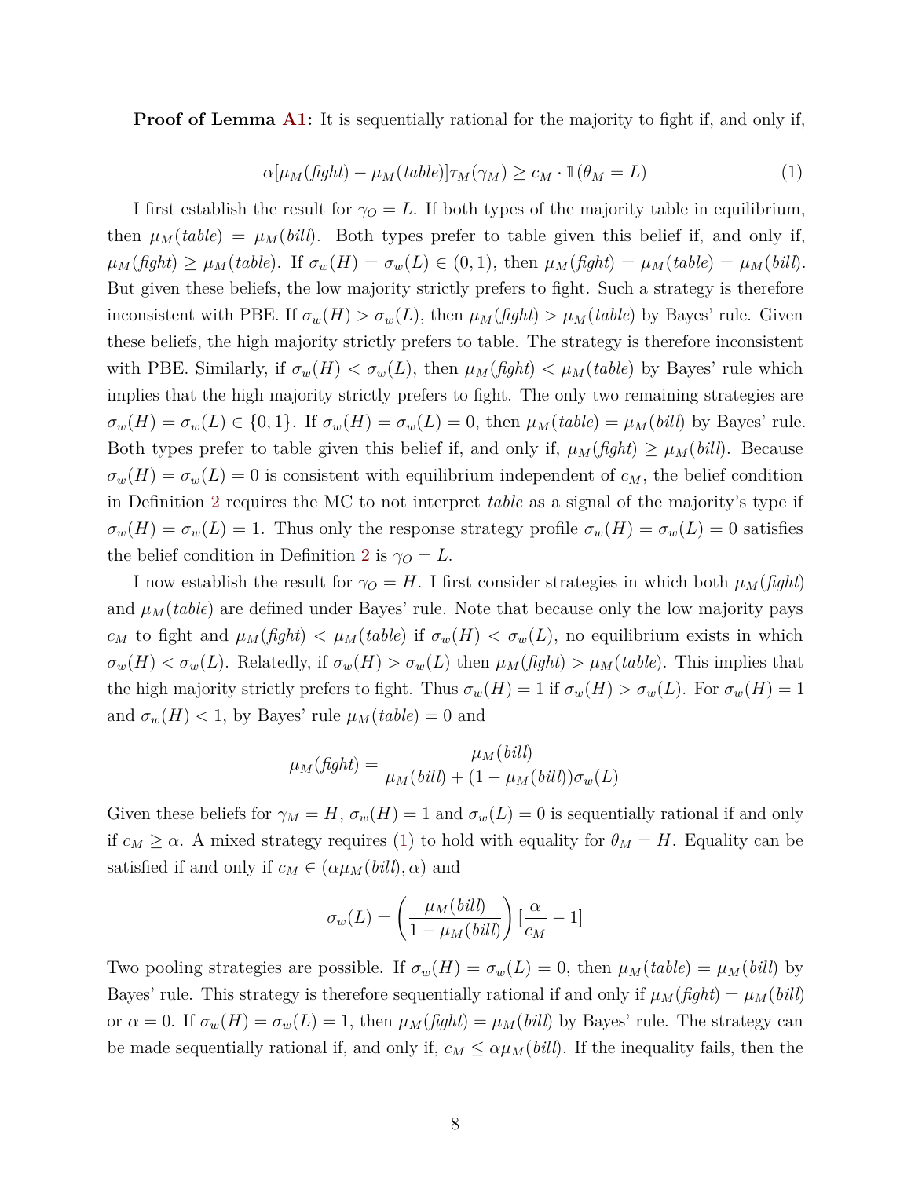**Proof of Lemma A1:** It is sequentially rational for the majority to fight if, and only if,

$$\alpha[\mu_M(\textit{fight}) - \mu_M(\textit{table})]\tau_M(\gamma_M) \geq c_M \cdot \mathbb{1}(\theta_M = L) \tag{1}$$

I first establish the result for $\gamma_O = L$. If both types of the majority table in equilibrium, then $\mu_M(\textit{table}) = \mu_M(\textit{bill})$. Both types prefer to table given this belief if, and only if, $\mu_M(\textit{fight}) \geq \mu_M(\textit{table})$. If $\sigma_w(H) = \sigma_w(L) \in (0,1)$, then $\mu_M(\textit{fight}) = \mu_M(\textit{table}) = \mu_M(\textit{bill})$. But given these beliefs, the low majority strictly prefers to fight. Such a strategy is therefore inconsistent with PBE. If $\sigma_w(H) > \sigma_w(L)$, then $\mu_M(\textit{fight}) > \mu_M(\textit{table})$ by Bayes' rule. Given these beliefs, the high majority strictly prefers to table. The strategy is therefore inconsistent with PBE. Similarly, if $\sigma_w(H) < \sigma_w(L)$, then $\mu_M(\textit{fight}) < \mu_M(\textit{table})$ by Bayes' rule which implies that the high majority strictly prefers to fight. The only two remaining strategies are $\sigma_w(H) = \sigma_w(L) \in \{0,1\}$. If $\sigma_w(H) = \sigma_w(L) = 0$, then $\mu_M(\textit{table}) = \mu_M(\textit{bill})$ by Bayes' rule. Both types prefer to table given this belief if, and only if, $\mu_M(\textit{fight}) \geq \mu_M(\textit{bill})$. Because $\sigma_w(H) = \sigma_w(L) = 0$ is consistent with equilibrium independent of $c_M$, the belief condition in Definition 2 requires the MC to not interpret *table* as a signal of the majority's type if $\sigma_w(H) = \sigma_w(L) = 1$. Thus only the response strategy profile $\sigma_w(H) = \sigma_w(L) = 0$ satisfies the belief condition in Definition 2 is $\gamma_O = L$.

I now establish the result for $\gamma_O = H$. I first consider strategies in which both $\mu_M(\textit{fight})$ and $\mu_M(\textit{table})$ are defined under Bayes' rule. Note that because only the low majority pays $c_M$ to fight and $\mu_M(\textit{fight}) < \mu_M(\textit{table})$ if $\sigma_w(H) < \sigma_w(L)$, no equilibrium exists in which $\sigma_w(H) < \sigma_w(L)$. Relatedly, if $\sigma_w(H) > \sigma_w(L)$ then $\mu_M(\textit{fight}) > \mu_M(\textit{table})$. This implies that the high majority strictly prefers to fight. Thus $\sigma_w(H) = 1$ if $\sigma_w(H) > \sigma_w(L)$. For $\sigma_w(H) = 1$ and $\sigma_w(H) < 1$, by Bayes' rule $\mu_M(\textit{table}) = 0$ and

$$\mu_M(\textit{fight}) = \frac{\mu_M(\textit{bill})}{\mu_M(\textit{bill}) + (1 - \mu_M(\textit{bill}))\sigma_w(L)}$$

Given these beliefs for $\gamma_M = H$, $\sigma_w(H) = 1$ and $\sigma_w(L) = 0$ is sequentially rational if and only if $c_M \geq \alpha$. A mixed strategy requires (1) to hold with equality for $\theta_M = H$. Equality can be satisfied if and only if $c_M \in (\alpha\mu_M(\textit{bill}), \alpha)$ and

$$\sigma_w(L) = \left(\frac{\mu_M(\textit{bill})}{1 - \mu_M(\textit{bill})}\right)[\frac{\alpha}{c_M} - 1]$$

Two pooling strategies are possible. If $\sigma_w(H) = \sigma_w(L) = 0$, then $\mu_M(\textit{table}) = \mu_M(\textit{bill})$ by Bayes' rule. This strategy is therefore sequentially rational if and only if $\mu_M(\textit{fight}) = \mu_M(\textit{bill})$ or $\alpha = 0$. If $\sigma_w(H) = \sigma_w(L) = 1$, then $\mu_M(\textit{fight}) = \mu_M(\textit{bill})$ by Bayes' rule. The strategy can be made sequentially rational if, and only if, $c_M \leq \alpha\mu_M(\textit{bill})$. If the inequality fails, then the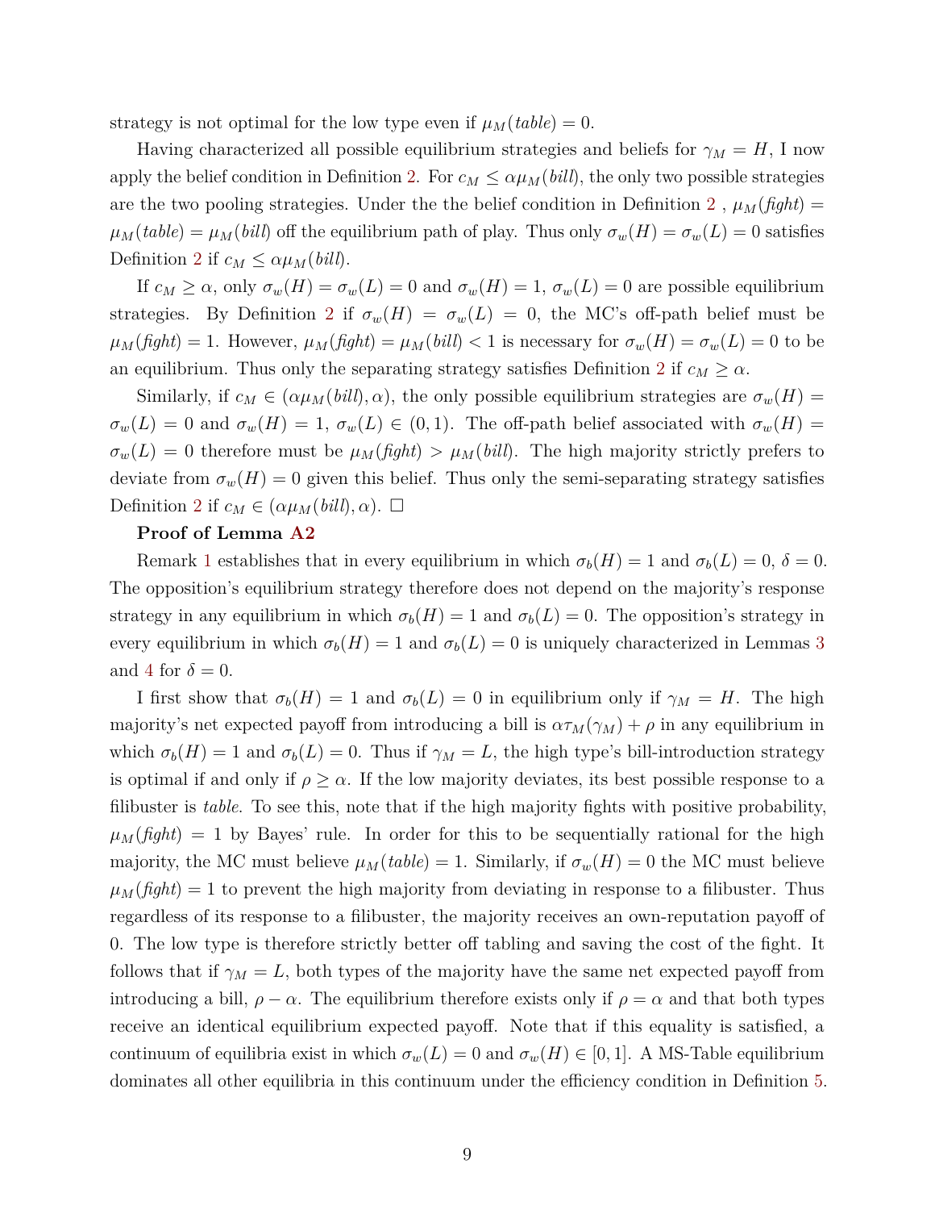strategy is not optimal for the low type even if $\mu_M(\textit{table}) = 0$.

Having characterized all possible equilibrium strategies and beliefs for $\gamma_M = H$, I now apply the belief condition in Definition 2. For $c_M \leq \alpha\mu_M(\textit{bill})$, the only two possible strategies are the two pooling strategies. Under the the belief condition in Definition 2 , $\mu_M(\textit{fight}) = \mu_M(\textit{table}) = \mu_M(\textit{bill})$ off the equilibrium path of play. Thus only $\sigma_w(H) = \sigma_w(L) = 0$ satisfies Definition 2 if $c_M \leq \alpha\mu_M(\textit{bill})$.

If $c_M \geq \alpha$, only $\sigma_w(H) = \sigma_w(L) = 0$ and $\sigma_w(H) = 1$, $\sigma_w(L) = 0$ are possible equilibrium strategies. By Definition 2 if $\sigma_w(H) = \sigma_w(L) = 0$, the MC's off-path belief must be $\mu_M(\textit{fight}) = 1$. However, $\mu_M(\textit{fight}) = \mu_M(\textit{bill}) < 1$ is necessary for $\sigma_w(H) = \sigma_w(L) = 0$ to be an equilibrium. Thus only the separating strategy satisfies Definition 2 if $c_M \geq \alpha$.

Similarly, if $c_M \in (\alpha\mu_M(\textit{bill}), \alpha)$, the only possible equilibrium strategies are $\sigma_w(H) = \sigma_w(L) = 0$ and $\sigma_w(H) = 1$, $\sigma_w(L) \in (0, 1)$. The off-path belief associated with $\sigma_w(H) = \sigma_w(L) = 0$ therefore must be $\mu_M(\textit{fight}) > \mu_M(\textit{bill})$. The high majority strictly prefers to deviate from $\sigma_w(H) = 0$ given this belief. Thus only the semi-separating strategy satisfies Definition 2 if $c_M \in (\alpha\mu_M(\textit{bill}), \alpha)$. □

**Proof of Lemma A2**

Remark 1 establishes that in every equilibrium in which $\sigma_b(H) = 1$ and $\sigma_b(L) = 0$, $\delta = 0$. The opposition's equilibrium strategy therefore does not depend on the majority's response strategy in any equilibrium in which $\sigma_b(H) = 1$ and $\sigma_b(L) = 0$. The opposition's strategy in every equilibrium in which $\sigma_b(H) = 1$ and $\sigma_b(L) = 0$ is uniquely characterized in Lemmas 3 and 4 for $\delta = 0$.

I first show that $\sigma_b(H) = 1$ and $\sigma_b(L) = 0$ in equilibrium only if $\gamma_M = H$. The high majority's net expected payoff from introducing a bill is $\alpha\tau_M(\gamma_M) + \rho$ in any equilibrium in which $\sigma_b(H) = 1$ and $\sigma_b(L) = 0$. Thus if $\gamma_M = L$, the high type's bill-introduction strategy is optimal if and only if $\rho \geq \alpha$. If the low majority deviates, its best possible response to a filibuster is *table*. To see this, note that if the high majority fights with positive probability, $\mu_M(\textit{fight}) = 1$ by Bayes' rule. In order for this to be sequentially rational for the high majority, the MC must believe $\mu_M(\textit{table}) = 1$. Similarly, if $\sigma_w(H) = 0$ the MC must believe $\mu_M(\textit{fight}) = 1$ to prevent the high majority from deviating in response to a filibuster. Thus regardless of its response to a filibuster, the majority receives an own-reputation payoff of 0. The low type is therefore strictly better off tabling and saving the cost of the fight. It follows that if $\gamma_M = L$, both types of the majority have the same net expected payoff from introducing a bill, $\rho - \alpha$. The equilibrium therefore exists only if $\rho = \alpha$ and that both types receive an identical equilibrium expected payoff. Note that if this equality is satisfied, a continuum of equilibria exist in which $\sigma_w(L) = 0$ and $\sigma_w(H) \in [0, 1]$. A MS-Table equilibrium dominates all other equilibria in this continuum under the efficiency condition in Definition 5.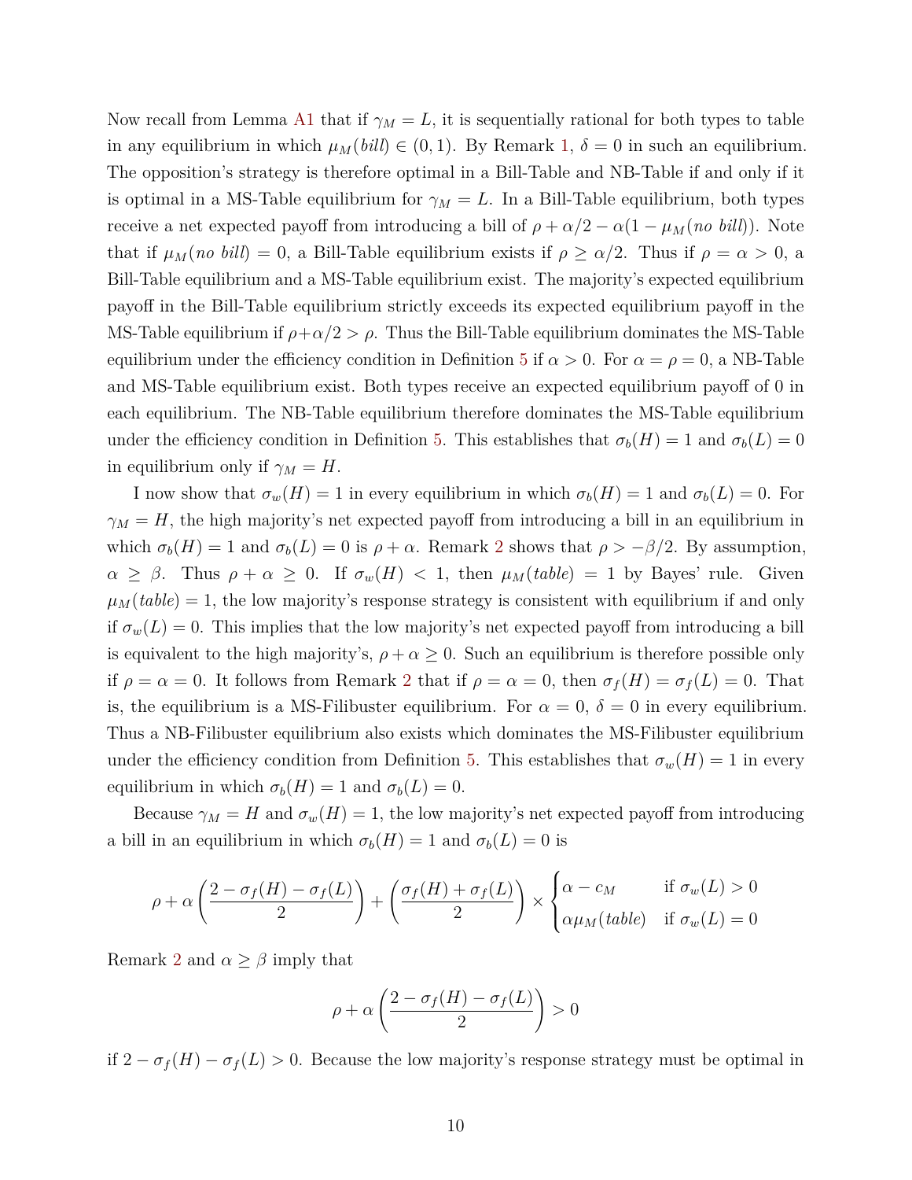Now recall from Lemma A1 that if $\gamma_M = L$, it is sequentially rational for both types to table in any equilibrium in which $\mu_M(\textit{bill}) \in (0, 1)$. By Remark 1, $\delta = 0$ in such an equilibrium. The opposition's strategy is therefore optimal in a Bill-Table and NB-Table if and only if it is optimal in a MS-Table equilibrium for $\gamma_M = L$. In a Bill-Table equilibrium, both types receive a net expected payoff from introducing a bill of $\rho + \alpha/2 - \alpha(1 - \mu_M(\textit{no bill}))$. Note that if $\mu_M(\textit{no bill}) = 0$, a Bill-Table equilibrium exists if $\rho \geq \alpha/2$. Thus if $\rho = \alpha > 0$, a Bill-Table equilibrium and a MS-Table equilibrium exist. The majority's expected equilibrium payoff in the Bill-Table equilibrium strictly exceeds its expected equilibrium payoff in the MS-Table equilibrium if $\rho + \alpha/2 > \rho$. Thus the Bill-Table equilibrium dominates the MS-Table equilibrium under the efficiency condition in Definition 5 if $\alpha > 0$. For $\alpha = \rho = 0$, a NB-Table and MS-Table equilibrium exist. Both types receive an expected equilibrium payoff of 0 in each equilibrium. The NB-Table equilibrium therefore dominates the MS-Table equilibrium under the efficiency condition in Definition 5. This establishes that $\sigma_b(H) = 1$ and $\sigma_b(L) = 0$ in equilibrium only if $\gamma_M = H$.

I now show that $\sigma_w(H) = 1$ in every equilibrium in which $\sigma_b(H) = 1$ and $\sigma_b(L) = 0$. For $\gamma_M = H$, the high majority's net expected payoff from introducing a bill in an equilibrium in which $\sigma_b(H) = 1$ and $\sigma_b(L) = 0$ is $\rho + \alpha$. Remark 2 shows that $\rho > -\beta/2$. By assumption, $\alpha \geq \beta$. Thus $\rho + \alpha \geq 0$. If $\sigma_w(H) < 1$, then $\mu_M(\textit{table}) = 1$ by Bayes' rule. Given $\mu_M(\textit{table}) = 1$, the low majority's response strategy is consistent with equilibrium if and only if $\sigma_w(L) = 0$. This implies that the low majority's net expected payoff from introducing a bill is equivalent to the high majority's, $\rho + \alpha \geq 0$. Such an equilibrium is therefore possible only if $\rho = \alpha = 0$. It follows from Remark 2 that if $\rho = \alpha = 0$, then $\sigma_f(H) = \sigma_f(L) = 0$. That is, the equilibrium is a MS-Filibuster equilibrium. For $\alpha = 0$, $\delta = 0$ in every equilibrium. Thus a NB-Filibuster equilibrium also exists which dominates the MS-Filibuster equilibrium under the efficiency condition from Definition 5. This establishes that $\sigma_w(H) = 1$ in every equilibrium in which $\sigma_b(H) = 1$ and $\sigma_b(L) = 0$.

Because $\gamma_M = H$ and $\sigma_w(H) = 1$, the low majority's net expected payoff from introducing a bill in an equilibrium in which $\sigma_b(H) = 1$ and $\sigma_b(L) = 0$ is

$$\rho + \alpha\left(\frac{2 - \sigma_f(H) - \sigma_f(L)}{2}\right) + \left(\frac{\sigma_f(H) + \sigma_f(L)}{2}\right) \times \begin{cases} \alpha - c_M & \text{if } \sigma_w(L) > 0 \\ \alpha\mu_M(\textit{table}) & \text{if } \sigma_w(L) = 0 \end{cases}$$

Remark 2 and $\alpha \geq \beta$ imply that

$$\rho + \alpha\left(\frac{2 - \sigma_f(H) - \sigma_f(L)}{2}\right) > 0$$

if $2 - \sigma_f(H) - \sigma_f(L) > 0$. Because the low majority's response strategy must be optimal in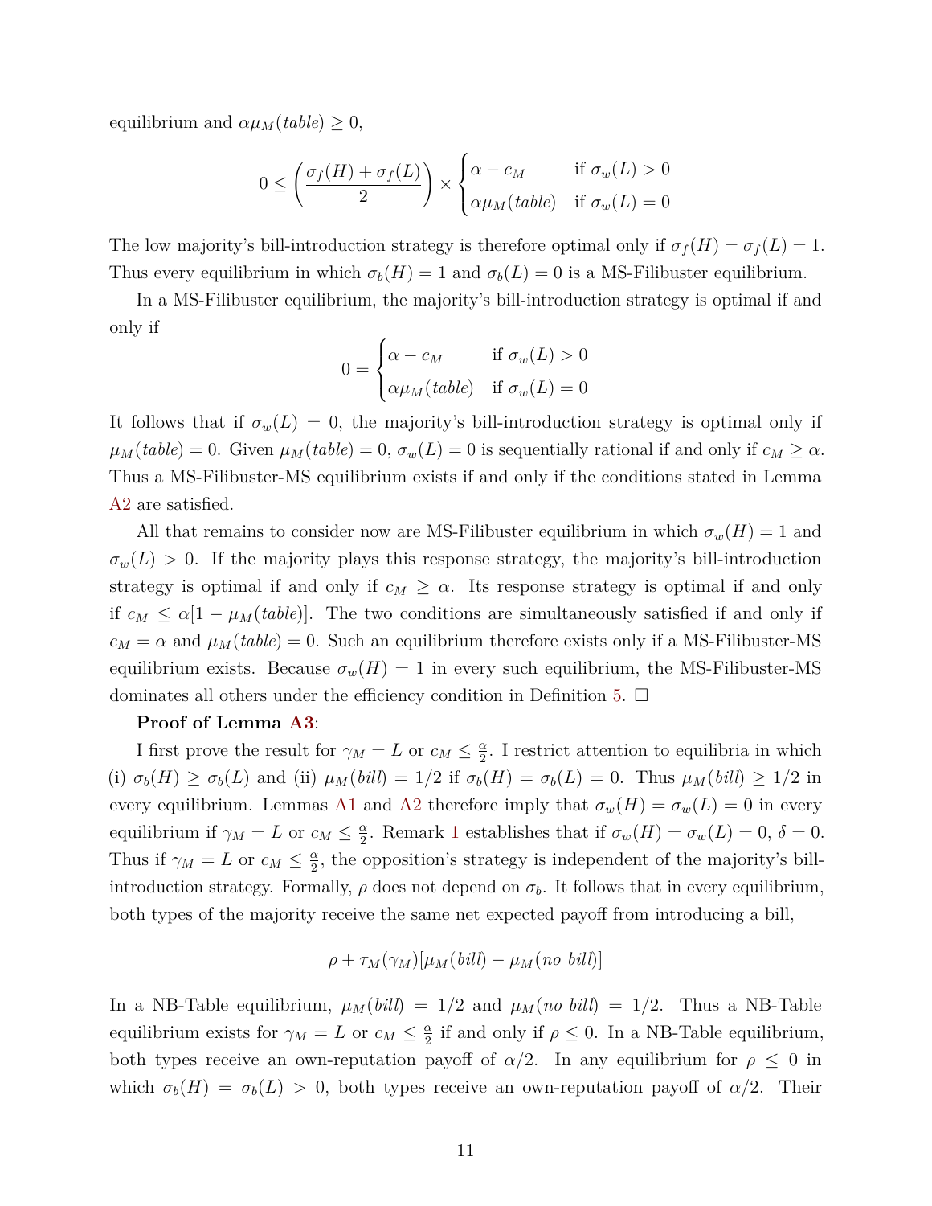equilibrium and $\alpha\mu_M(table) \geq 0$,

$$0 \leq \left(\frac{\sigma_f(H) + \sigma_f(L)}{2}\right) \times \begin{cases} \alpha - c_M & \text{if } \sigma_w(L) > 0 \\ \alpha\mu_M(table) & \text{if } \sigma_w(L) = 0 \end{cases}$$

The low majority's bill-introduction strategy is therefore optimal only if $\sigma_f(H) = \sigma_f(L) = 1$. Thus every equilibrium in which $\sigma_b(H) = 1$ and $\sigma_b(L) = 0$ is a MS-Filibuster equilibrium.

In a MS-Filibuster equilibrium, the majority's bill-introduction strategy is optimal if and only if

$$0 = \begin{cases} \alpha - c_M & \text{if } \sigma_w(L) > 0 \\ \alpha\mu_M(table) & \text{if } \sigma_w(L) = 0 \end{cases}$$

It follows that if $\sigma_w(L) = 0$, the majority's bill-introduction strategy is optimal only if $\mu_M(table) = 0$. Given $\mu_M(table) = 0$, $\sigma_w(L) = 0$ is sequentially rational if and only if $c_M \geq \alpha$. Thus a MS-Filibuster-MS equilibrium exists if and only if the conditions stated in Lemma A2 are satisfied.

All that remains to consider now are MS-Filibuster equilibrium in which $\sigma_w(H) = 1$ and $\sigma_w(L) > 0$. If the majority plays this response strategy, the majority's bill-introduction strategy is optimal if and only if $c_M \geq \alpha$. Its response strategy is optimal if and only if $c_M \leq \alpha[1 - \mu_M(table)]$. The two conditions are simultaneously satisfied if and only if $c_M = \alpha$ and $\mu_M(table) = 0$. Such an equilibrium therefore exists only if a MS-Filibuster-MS equilibrium exists. Because $\sigma_w(H) = 1$ in every such equilibrium, the MS-Filibuster-MS dominates all others under the efficiency condition in Definition 5. □

**Proof of Lemma A3**:

I first prove the result for $\gamma_M = L$ or $c_M \leq \frac{\alpha}{2}$. I restrict attention to equilibria in which (i) $\sigma_b(H) \geq \sigma_b(L)$ and (ii) $\mu_M(bill) = 1/2$ if $\sigma_b(H) = \sigma_b(L) = 0$. Thus $\mu_M(bill) \geq 1/2$ in every equilibrium. Lemmas A1 and A2 therefore imply that $\sigma_w(H) = \sigma_w(L) = 0$ in every equilibrium if $\gamma_M = L$ or $c_M \leq \frac{\alpha}{2}$. Remark 1 establishes that if $\sigma_w(H) = \sigma_w(L) = 0$, $\delta = 0$. Thus if $\gamma_M = L$ or $c_M \leq \frac{\alpha}{2}$, the opposition's strategy is independent of the majority's bill-introduction strategy. Formally, $\rho$ does not depend on $\sigma_b$. It follows that in every equilibrium, both types of the majority receive the same net expected payoff from introducing a bill,

$$\rho + \tau_M(\gamma_M)[\mu_M(bill) - \mu_M(no\ bill)]$$

In a NB-Table equilibrium, $\mu_M(bill) = 1/2$ and $\mu_M(no\ bill) = 1/2$. Thus a NB-Table equilibrium exists for $\gamma_M = L$ or $c_M \leq \frac{\alpha}{2}$ if and only if $\rho \leq 0$. In a NB-Table equilibrium, both types receive an own-reputation payoff of $\alpha/2$. In any equilibrium for $\rho \leq 0$ in which $\sigma_b(H) = \sigma_b(L) > 0$, both types receive an own-reputation payoff of $\alpha/2$. Their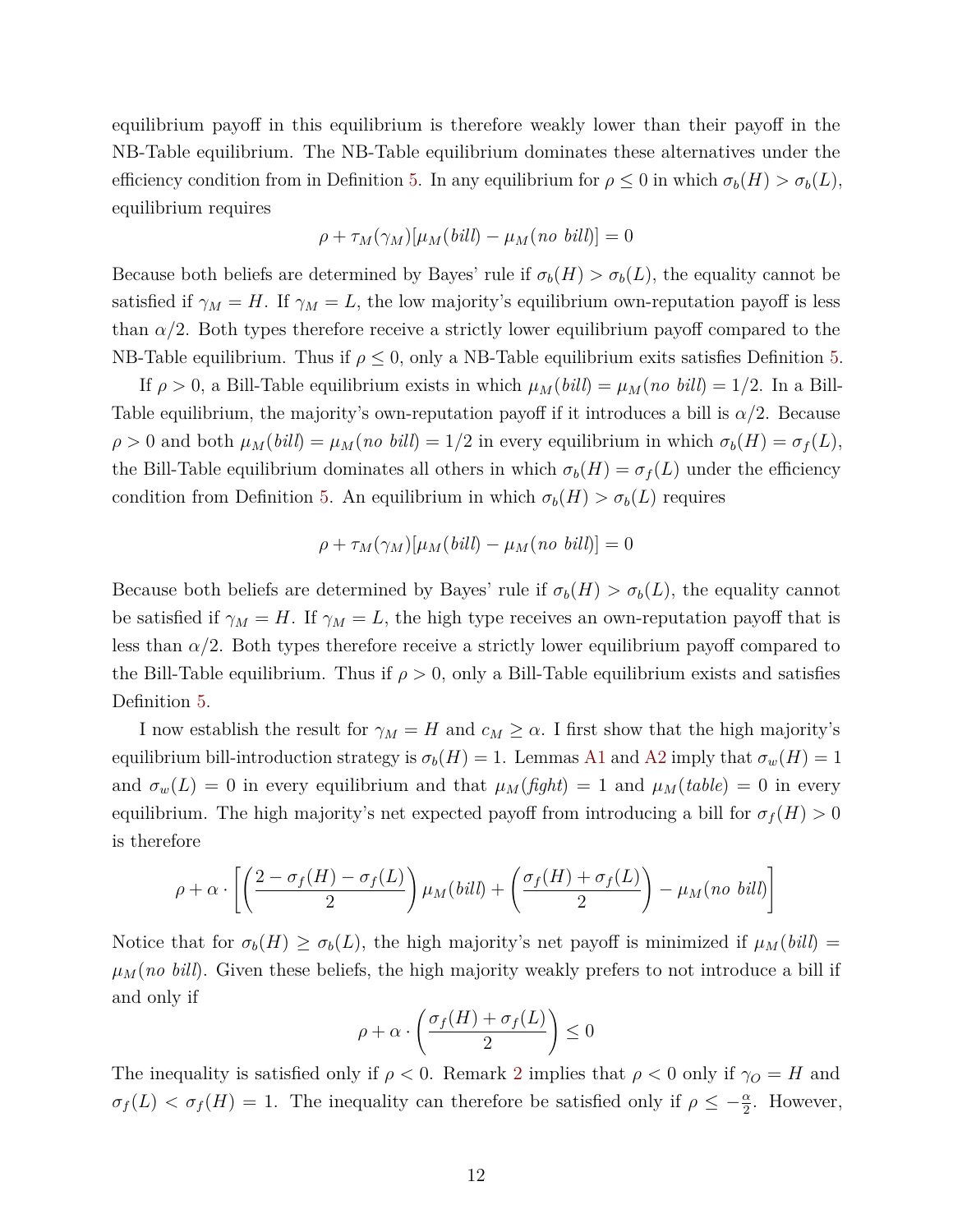equilibrium payoff in this equilibrium is therefore weakly lower than their payoff in the NB-Table equilibrium. The NB-Table equilibrium dominates these alternatives under the efficiency condition from in Definition 5. In any equilibrium for $\rho \leq 0$ in which $\sigma_b(H) > \sigma_b(L)$, equilibrium requires

$$\rho + \tau_M(\gamma_M)[\mu_M(\mathit{bill}) - \mu_M(\mathit{no\ bill})] = 0$$

Because both beliefs are determined by Bayes' rule if $\sigma_b(H) > \sigma_b(L)$, the equality cannot be satisfied if $\gamma_M = H$. If $\gamma_M = L$, the low majority's equilibrium own-reputation payoff is less than $\alpha/2$. Both types therefore receive a strictly lower equilibrium payoff compared to the NB-Table equilibrium. Thus if $\rho \leq 0$, only a NB-Table equilibrium exits satisfies Definition 5.

If $\rho > 0$, a Bill-Table equilibrium exists in which $\mu_M(\mathit{bill}) = \mu_M(\mathit{no\ bill}) = 1/2$. In a Bill-Table equilibrium, the majority's own-reputation payoff if it introduces a bill is $\alpha/2$. Because $\rho > 0$ and both $\mu_M(\mathit{bill}) = \mu_M(\mathit{no\ bill}) = 1/2$ in every equilibrium in which $\sigma_b(H) = \sigma_f(L)$, the Bill-Table equilibrium dominates all others in which $\sigma_b(H) = \sigma_f(L)$ under the efficiency condition from Definition 5. An equilibrium in which $\sigma_b(H) > \sigma_b(L)$ requires

$$\rho + \tau_M(\gamma_M)[\mu_M(\mathit{bill}) - \mu_M(\mathit{no\ bill})] = 0$$

Because both beliefs are determined by Bayes' rule if $\sigma_b(H) > \sigma_b(L)$, the equality cannot be satisfied if $\gamma_M = H$. If $\gamma_M = L$, the high type receives an own-reputation payoff that is less than $\alpha/2$. Both types therefore receive a strictly lower equilibrium payoff compared to the Bill-Table equilibrium. Thus if $\rho > 0$, only a Bill-Table equilibrium exists and satisfies Definition 5.

I now establish the result for $\gamma_M = H$ and $c_M \geq \alpha$. I first show that the high majority's equilibrium bill-introduction strategy is $\sigma_b(H) = 1$. Lemmas A1 and A2 imply that $\sigma_w(H) = 1$ and $\sigma_w(L) = 0$ in every equilibrium and that $\mu_M(\mathit{fight}) = 1$ and $\mu_M(\mathit{table}) = 0$ in every equilibrium. The high majority's net expected payoff from introducing a bill for $\sigma_f(H) > 0$ is therefore

$$\rho + \alpha \cdot \left[ \left( \frac{2 - \sigma_f(H) - \sigma_f(L)}{2} \right) \mu_M(\mathit{bill}) + \left( \frac{\sigma_f(H) + \sigma_f(L)}{2} \right) - \mu_M(\mathit{no\ bill}) \right]$$

Notice that for $\sigma_b(H) \geq \sigma_b(L)$, the high majority's net payoff is minimized if $\mu_M(\mathit{bill}) = \mu_M(\mathit{no\ bill})$. Given these beliefs, the high majority weakly prefers to not introduce a bill if and only if

$$\rho + \alpha \cdot \left( \frac{\sigma_f(H) + \sigma_f(L)}{2} \right) \leq 0$$

The inequality is satisfied only if $\rho < 0$. Remark 2 implies that $\rho < 0$ only if $\gamma_O = H$ and $\sigma_f(L) < \sigma_f(H) = 1$. The inequality can therefore be satisfied only if $\rho \leq -\frac{\alpha}{2}$. However,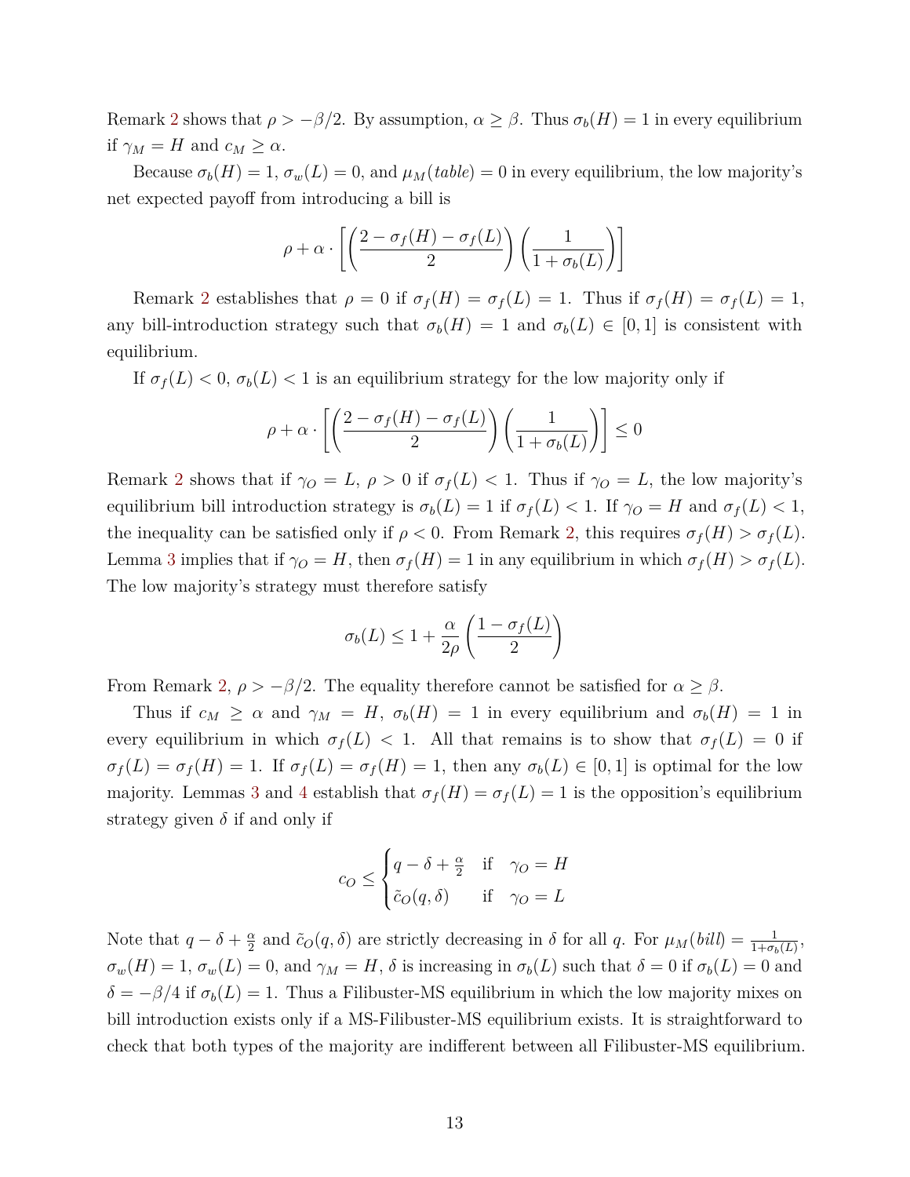Remark 2 shows that $\rho > -\beta/2$. By assumption, $\alpha \geq \beta$. Thus $\sigma_b(H) = 1$ in every equilibrium if $\gamma_M = H$ and $c_M \geq \alpha$.

Because $\sigma_b(H) = 1$, $\sigma_w(L) = 0$, and $\mu_M(table) = 0$ in every equilibrium, the low majority's net expected payoff from introducing a bill is

$$\rho + \alpha \cdot \left[ \left( \frac{2 - \sigma_f(H) - \sigma_f(L)}{2} \right) \left( \frac{1}{1 + \sigma_b(L)} \right) \right]$$

Remark 2 establishes that $\rho = 0$ if $\sigma_f(H) = \sigma_f(L) = 1$. Thus if $\sigma_f(H) = \sigma_f(L) = 1$, any bill-introduction strategy such that $\sigma_b(H) = 1$ and $\sigma_b(L) \in [0, 1]$ is consistent with equilibrium.

If $\sigma_f(L) < 0$, $\sigma_b(L) < 1$ is an equilibrium strategy for the low majority only if

$$\rho + \alpha \cdot \left[ \left( \frac{2 - \sigma_f(H) - \sigma_f(L)}{2} \right) \left( \frac{1}{1 + \sigma_b(L)} \right) \right] \leq 0$$

Remark 2 shows that if $\gamma_O = L$, $\rho > 0$ if $\sigma_f(L) < 1$. Thus if $\gamma_O = L$, the low majority's equilibrium bill introduction strategy is $\sigma_b(L) = 1$ if $\sigma_f(L) < 1$. If $\gamma_O = H$ and $\sigma_f(L) < 1$, the inequality can be satisfied only if $\rho < 0$. From Remark 2, this requires $\sigma_f(H) > \sigma_f(L)$. Lemma 3 implies that if $\gamma_O = H$, then $\sigma_f(H) = 1$ in any equilibrium in which $\sigma_f(H) > \sigma_f(L)$. The low majority's strategy must therefore satisfy

$$\sigma_b(L) \leq 1 + \frac{\alpha}{2\rho} \left( \frac{1 - \sigma_f(L)}{2} \right)$$

From Remark 2, $\rho > -\beta/2$. The equality therefore cannot be satisfied for $\alpha \geq \beta$.

Thus if $c_M \geq \alpha$ and $\gamma_M = H$, $\sigma_b(H) = 1$ in every equilibrium and $\sigma_b(H) = 1$ in every equilibrium in which $\sigma_f(L) < 1$. All that remains is to show that $\sigma_f(L) = 0$ if $\sigma_f(L) = \sigma_f(H) = 1$. If $\sigma_f(L) = \sigma_f(H) = 1$, then any $\sigma_b(L) \in [0, 1]$ is optimal for the low majority. Lemmas 3 and 4 establish that $\sigma_f(H) = \sigma_f(L) = 1$ is the opposition's equilibrium strategy given $\delta$ if and only if

$$c_O \leq \begin{cases} q - \delta + \frac{\alpha}{2} & \text{if} \quad \gamma_O = H \\ \tilde{c}_O(q, \delta) & \text{if} \quad \gamma_O = L \end{cases}$$

Note that $q - \delta + \frac{\alpha}{2}$ and $\tilde{c}_O(q, \delta)$ are strictly decreasing in $\delta$ for all $q$. For $\mu_M(bill) = \frac{1}{1+\sigma_b(L)}$, $\sigma_w(H) = 1$, $\sigma_w(L) = 0$, and $\gamma_M = H$, $\delta$ is increasing in $\sigma_b(L)$ such that $\delta = 0$ if $\sigma_b(L) = 0$ and $\delta = -\beta/4$ if $\sigma_b(L) = 1$. Thus a Filibuster-MS equilibrium in which the low majority mixes on bill introduction exists only if a MS-Filibuster-MS equilibrium exists. It is straightforward to check that both types of the majority are indifferent between all Filibuster-MS equilibrium.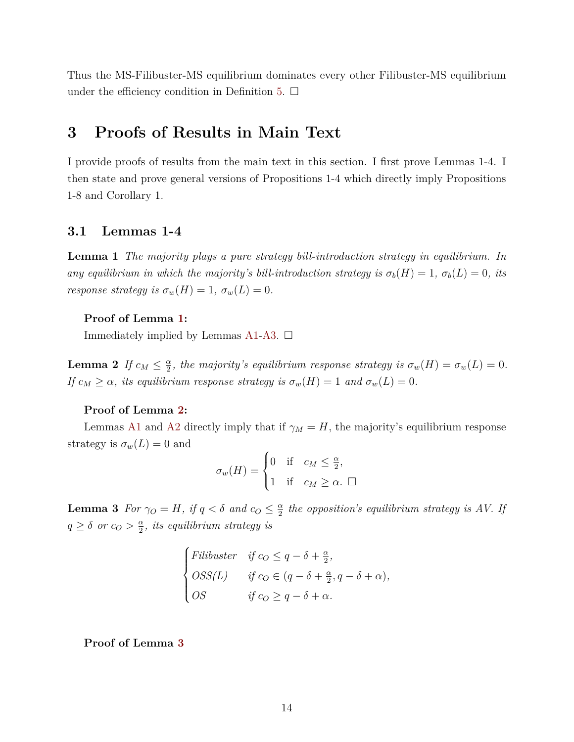Thus the MS-Filibuster-MS equilibrium dominates every other Filibuster-MS equilibrium under the efficiency condition in Definition 5. □

# 3 Proofs of Results in Main Text

I provide proofs of results from the main text in this section. I first prove Lemmas 1-4. I then state and prove general versions of Propositions 1-4 which directly imply Propositions 1-8 and Corollary 1.

## 3.1 Lemmas 1-4

**Lemma 1** *The majority plays a pure strategy bill-introduction strategy in equilibrium. In any equilibrium in which the majority's bill-introduction strategy is $\sigma_b(H) = 1$, $\sigma_b(L) = 0$, its response strategy is $\sigma_w(H) = 1$, $\sigma_w(L) = 0$.*

**Proof of Lemma 1:**

Immediately implied by Lemmas A1-A3. □

**Lemma 2** *If $c_M \leq \frac{\alpha}{2}$, the majority's equilibrium response strategy is $\sigma_w(H) = \sigma_w(L) = 0$. If $c_M \geq \alpha$, its equilibrium response strategy is $\sigma_w(H) = 1$ and $\sigma_w(L) = 0$.*

**Proof of Lemma 2:**

Lemmas A1 and A2 directly imply that if $\gamma_M = H$, the majority's equilibrium response strategy is $\sigma_w(L) = 0$ and

$$\sigma_w(H) = \begin{cases} 0 & \text{if} \quad c_M \leq \frac{\alpha}{2}, \\ 1 & \text{if} \quad c_M \geq \alpha. \end{cases}$$ □

**Lemma 3** *For $\gamma_O = H$, if $q < \delta$ and $c_O \leq \frac{\alpha}{2}$ the opposition's equilibrium strategy is AV. If $q \geq \delta$ or $c_O > \frac{\alpha}{2}$, its equilibrium strategy is*

$$\begin{cases} \textit{Filibuster} & \textit{if } c_O \leq q - \delta + \frac{\alpha}{2}, \\ \textit{OSS(L)} & \textit{if } c_O \in (q - \delta + \frac{\alpha}{2}, q - \delta + \alpha), \\ \textit{OS} & \textit{if } c_O \geq q - \delta + \alpha. \end{cases}$$

**Proof of Lemma 3**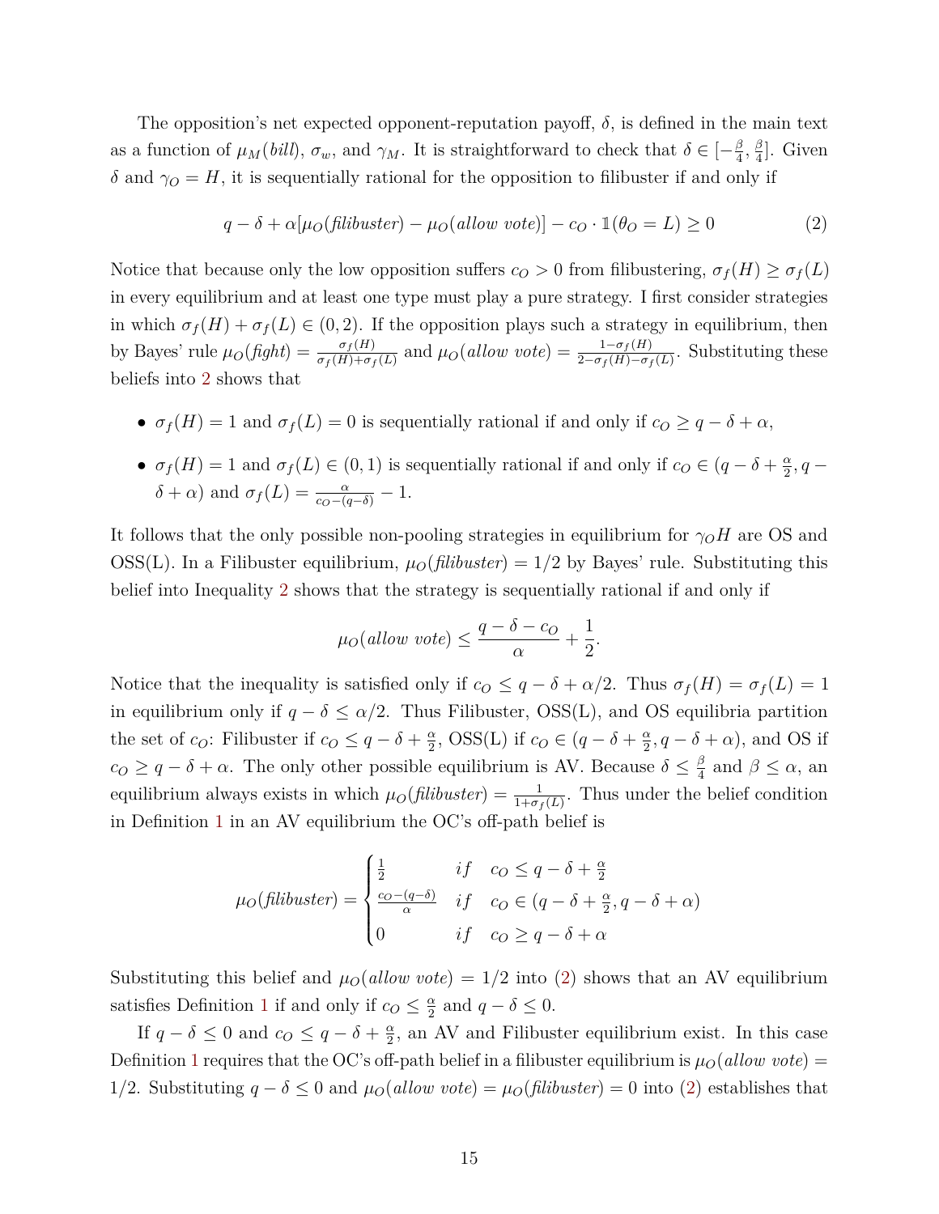The opposition's net expected opponent-reputation payoff, $\delta$, is defined in the main text as a function of $\mu_M(bill)$, $\sigma_w$, and $\gamma_M$. It is straightforward to check that $\delta \in [-\frac{\beta}{4}, \frac{\beta}{4}]$. Given $\delta$ and $\gamma_O = H$, it is sequentially rational for the opposition to filibuster if and only if

$$q - \delta + \alpha[\mu_O(\textit{filibuster}) - \mu_O(\textit{allow vote})] - c_O \cdot \mathbb{1}(\theta_O = L) \geq 0 \tag{2}$$

Notice that because only the low opposition suffers $c_O > 0$ from filibustering, $\sigma_f(H) \geq \sigma_f(L)$ in every equilibrium and at least one type must play a pure strategy. I first consider strategies in which $\sigma_f(H) + \sigma_f(L) \in (0, 2)$. If the opposition plays such a strategy in equilibrium, then by Bayes' rule $\mu_O(\textit{fight}) = \frac{\sigma_f(H)}{\sigma_f(H)+\sigma_f(L)}$ and $\mu_O(\textit{allow vote}) = \frac{1-\sigma_f(H)}{2-\sigma_f(H)-\sigma_f(L)}$. Substituting these beliefs into 2 shows that

- $\sigma_f(H) = 1$ and $\sigma_f(L) = 0$ is sequentially rational if and only if $c_O \geq q - \delta + \alpha$,
- $\sigma_f(H) = 1$ and $\sigma_f(L) \in (0, 1)$ is sequentially rational if and only if $c_O \in (q - \delta + \frac{\alpha}{2}, q - \delta + \alpha)$ and $\sigma_f(L) = \frac{\alpha}{c_O - (q-\delta)} - 1$.

It follows that the only possible non-pooling strategies in equilibrium for $\gamma_O H$ are OS and OSS(L). In a Filibuster equilibrium, $\mu_O(\textit{filibuster}) = 1/2$ by Bayes' rule. Substituting this belief into Inequality 2 shows that the strategy is sequentially rational if and only if

$$\mu_O(\textit{allow vote}) \leq \frac{q - \delta - c_O}{\alpha} + \frac{1}{2}.$$

Notice that the inequality is satisfied only if $c_O \leq q - \delta + \alpha/2$. Thus $\sigma_f(H) = \sigma_f(L) = 1$ in equilibrium only if $q - \delta \leq \alpha/2$. Thus Filibuster, OSS(L), and OS equilibria partition the set of $c_O$: Filibuster if $c_O \leq q - \delta + \frac{\alpha}{2}$, OSS(L) if $c_O \in (q - \delta + \frac{\alpha}{2}, q - \delta + \alpha)$, and OS if $c_O \geq q - \delta + \alpha$. The only other possible equilibrium is AV. Because $\delta \leq \frac{\beta}{4}$ and $\beta \leq \alpha$, an equilibrium always exists in which $\mu_O(\textit{filibuster}) = \frac{1}{1+\sigma_f(L)}$. Thus under the belief condition in Definition 1 in an AV equilibrium the OC's off-path belief is

$$\mu_O(\textit{filibuster}) = \begin{cases} \frac{1}{2} & if \quad c_O \leq q - \delta + \frac{\alpha}{2} \\ \frac{c_O - (q-\delta)}{\alpha} & if \quad c_O \in (q - \delta + \frac{\alpha}{2}, q - \delta + \alpha) \\ 0 & if \quad c_O \geq q - \delta + \alpha \end{cases}$$

Substituting this belief and $\mu_O(\textit{allow vote}) = 1/2$ into (2) shows that an AV equilibrium satisfies Definition 1 if and only if $c_O \leq \frac{\alpha}{2}$ and $q - \delta \leq 0$.

If $q - \delta \leq 0$ and $c_O \leq q - \delta + \frac{\alpha}{2}$, an AV and Filibuster equilibrium exist. In this case Definition 1 requires that the OC's off-path belief in a filibuster equilibrium is $\mu_O(\textit{allow vote}) = 1/2$. Substituting $q - \delta \leq 0$ and $\mu_O(\textit{allow vote}) = \mu_O(\textit{filibuster}) = 0$ into (2) establishes that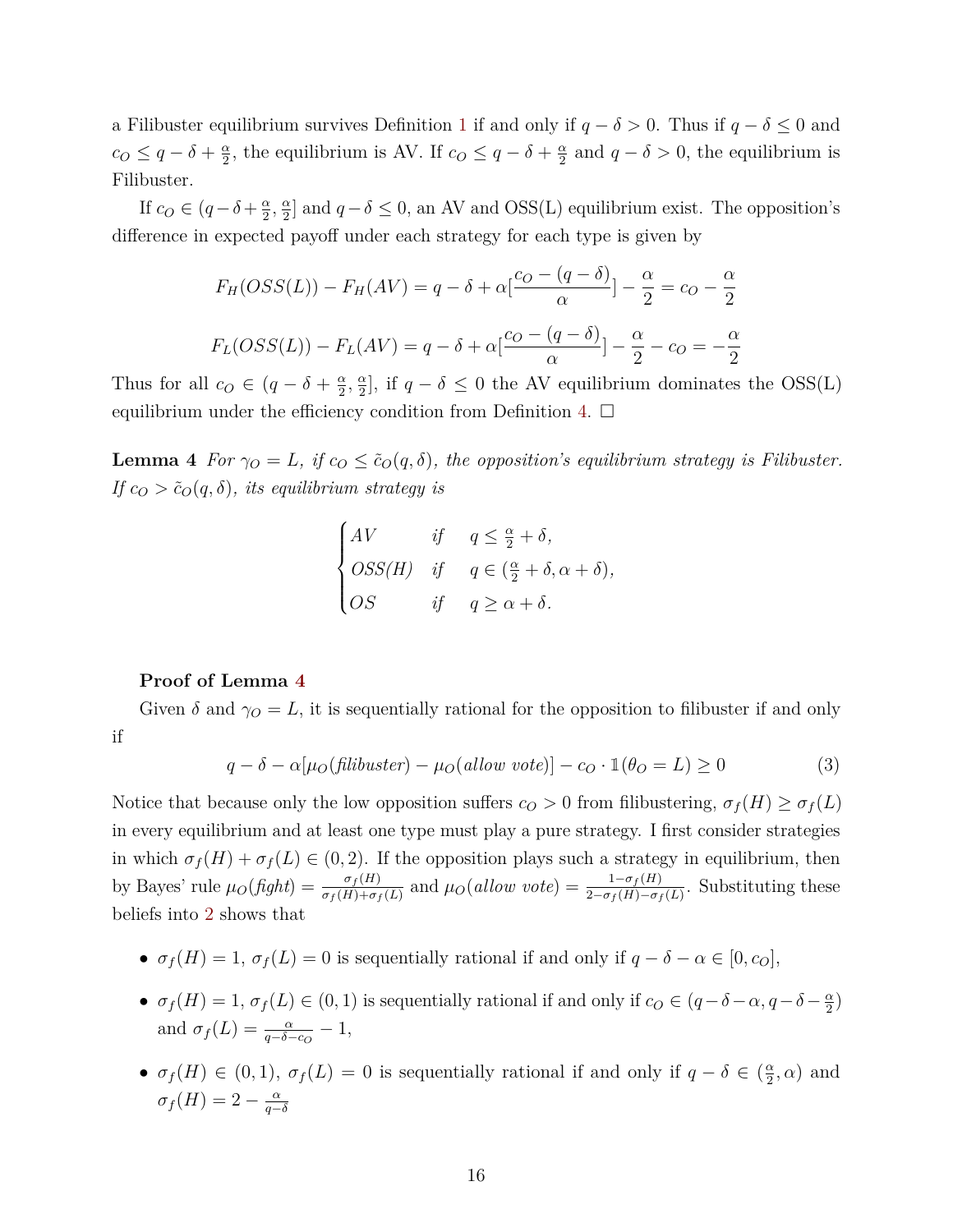a Filibuster equilibrium survives Definition 1 if and only if $q - \delta > 0$. Thus if $q - \delta \leq 0$ and $c_O \leq q - \delta + \frac{\alpha}{2}$, the equilibrium is AV. If $c_O \leq q - \delta + \frac{\alpha}{2}$ and $q - \delta > 0$, the equilibrium is Filibuster.

If $c_O \in (q - \delta + \frac{\alpha}{2}, \frac{\alpha}{2}]$ and $q - \delta \leq 0$, an AV and OSS(L) equilibrium exist. The opposition's difference in expected payoff under each strategy for each type is given by

$$F_H(OSS(L)) - F_H(AV) = q - \delta + \alpha[\frac{c_O - (q - \delta)}{\alpha}] - \frac{\alpha}{2} = c_O - \frac{\alpha}{2}$$

$$F_L(OSS(L)) - F_L(AV) = q - \delta + \alpha[\frac{c_O - (q - \delta)}{\alpha}] - \frac{\alpha}{2} - c_O = -\frac{\alpha}{2}$$

Thus for all $c_O \in (q - \delta + \frac{\alpha}{2}, \frac{\alpha}{2}]$, if $q - \delta \leq 0$ the AV equilibrium dominates the OSS(L) equilibrium under the efficiency condition from Definition 4. □

**Lemma 4** *For $\gamma_O = L$, if $c_O \leq \tilde{c}_O(q, \delta)$, the opposition's equilibrium strategy is Filibuster. If $c_O > \tilde{c}_O(q, \delta)$, its equilibrium strategy is*

$$\begin{cases} AV & \text{if} \quad q \leq \frac{\alpha}{2} + \delta, \\ OSS(H) & \text{if} \quad q \in (\frac{\alpha}{2} + \delta, \alpha + \delta), \\ OS & \text{if} \quad q \geq \alpha + \delta. \end{cases}$$

**Proof of Lemma 4**

Given $\delta$ and $\gamma_O = L$, it is sequentially rational for the opposition to filibuster if and only if

$$q - \delta - \alpha[\mu_O(\textit{filibuster}) - \mu_O(\textit{allow vote})] - c_O \cdot \mathbb{1}(\theta_O = L) \geq 0 \quad (3)$$

Notice that because only the low opposition suffers $c_O > 0$ from filibustering, $\sigma_f(H) \geq \sigma_f(L)$ in every equilibrium and at least one type must play a pure strategy. I first consider strategies in which $\sigma_f(H) + \sigma_f(L) \in (0, 2)$. If the opposition plays such a strategy in equilibrium, then by Bayes' rule $\mu_O(\textit{fight}) = \frac{\sigma_f(H)}{\sigma_f(H) + \sigma_f(L)}$ and $\mu_O(\textit{allow vote}) = \frac{1 - \sigma_f(H)}{2 - \sigma_f(H) - \sigma_f(L)}$. Substituting these beliefs into 2 shows that

- $\sigma_f(H) = 1$, $\sigma_f(L) = 0$ is sequentially rational if and only if $q - \delta - \alpha \in [0, c_O]$,
- $\sigma_f(H) = 1$, $\sigma_f(L) \in (0, 1)$ is sequentially rational if and only if $c_O \in (q - \delta - \alpha, q - \delta - \frac{\alpha}{2})$ and $\sigma_f(L) = \frac{\alpha}{q - \delta - c_O} - 1$,
- $\sigma_f(H) \in (0, 1)$, $\sigma_f(L) = 0$ is sequentially rational if and only if $q - \delta \in (\frac{\alpha}{2}, \alpha)$ and $\sigma_f(H) = 2 - \frac{\alpha}{q - \delta}$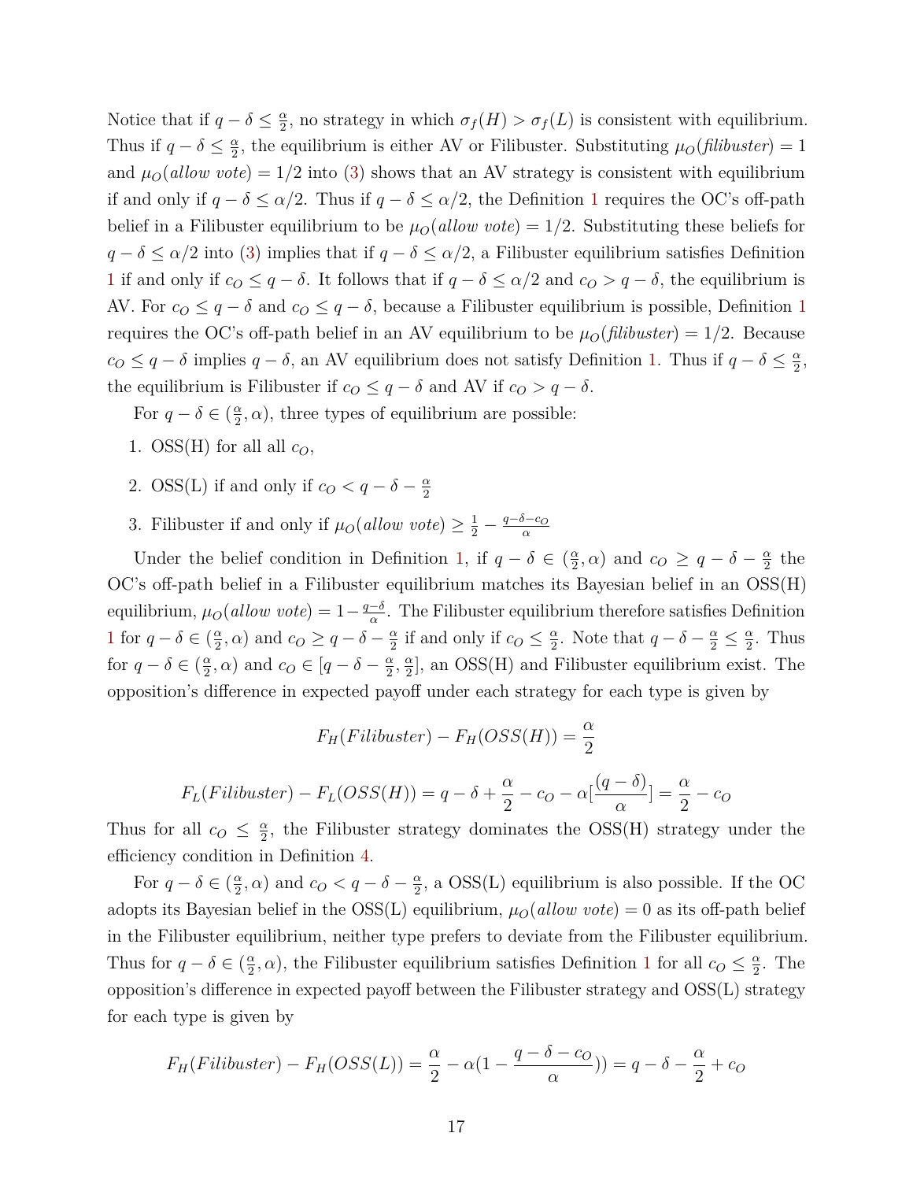Notice that if $q - \delta \leq \frac{\alpha}{2}$, no strategy in which $\sigma_f(H) > \sigma_f(L)$ is consistent with equilibrium. Thus if $q - \delta \leq \frac{\alpha}{2}$, the equilibrium is either AV or Filibuster. Substituting $\mu_O(\textit{filibuster}) = 1$ and $\mu_O(\textit{allow vote}) = 1/2$ into (3) shows that an AV strategy is consistent with equilibrium if and only if $q - \delta \leq \alpha/2$. Thus if $q - \delta \leq \alpha/2$, the Definition 1 requires the OC's off-path belief in a Filibuster equilibrium to be $\mu_O(\textit{allow vote}) = 1/2$. Substituting these beliefs for $q - \delta \leq \alpha/2$ into (3) implies that if $q - \delta \leq \alpha/2$, a Filibuster equilibrium satisfies Definition 1 if and only if $c_O \leq q - \delta$. It follows that if $q - \delta \leq \alpha/2$ and $c_O > q - \delta$, the equilibrium is AV. For $c_O \leq q - \delta$ and $c_O \leq q - \delta$, because a Filibuster equilibrium is possible, Definition 1 requires the OC's off-path belief in an AV equilibrium to be $\mu_O(\textit{filibuster}) = 1/2$. Because $c_O \leq q - \delta$ implies $q - \delta$, an AV equilibrium does not satisfy Definition 1. Thus if $q - \delta \leq \frac{\alpha}{2}$, the equilibrium is Filibuster if $c_O \leq q - \delta$ and AV if $c_O > q - \delta$.

For $q - \delta \in (\frac{\alpha}{2}, \alpha)$, three types of equilibrium are possible:

1. OSS(H) for all all $c_O$,
2. OSS(L) if and only if $c_O < q - \delta - \frac{\alpha}{2}$
3. Filibuster if and only if $\mu_O(\textit{allow vote}) \geq \frac{1}{2} - \frac{q - \delta - c_O}{\alpha}$

Under the belief condition in Definition 1, if $q - \delta \in (\frac{\alpha}{2}, \alpha)$ and $c_O \geq q - \delta - \frac{\alpha}{2}$ the OC's off-path belief in a Filibuster equilibrium matches its Bayesian belief in an OSS(H) equilibrium, $\mu_O(\textit{allow vote}) = 1 - \frac{q - \delta}{\alpha}$. The Filibuster equilibrium therefore satisfies Definition 1 for $q - \delta \in (\frac{\alpha}{2}, \alpha)$ and $c_O \geq q - \delta - \frac{\alpha}{2}$ if and only if $c_O \leq \frac{\alpha}{2}$. Note that $q - \delta - \frac{\alpha}{2} \leq \frac{\alpha}{2}$. Thus for $q - \delta \in (\frac{\alpha}{2}, \alpha)$ and $c_O \in [q - \delta - \frac{\alpha}{2}, \frac{\alpha}{2}]$, an OSS(H) and Filibuster equilibrium exist. The opposition's difference in expected payoff under each strategy for each type is given by

$$F_H(Filibuster) - F_H(OSS(H)) = \frac{\alpha}{2}$$

$$F_L(Filibuster) - F_L(OSS(H)) = q - \delta + \frac{\alpha}{2} - c_O - \alpha[\frac{(q - \delta)}{\alpha}] = \frac{\alpha}{2} - c_O$$

Thus for all $c_O \leq \frac{\alpha}{2}$, the Filibuster strategy dominates the OSS(H) strategy under the efficiency condition in Definition 4.

For $q - \delta \in (\frac{\alpha}{2}, \alpha)$ and $c_O < q - \delta - \frac{\alpha}{2}$, a OSS(L) equilibrium is also possible. If the OC adopts its Bayesian belief in the OSS(L) equilibrium, $\mu_O(\textit{allow vote}) = 0$ as its off-path belief in the Filibuster equilibrium, neither type prefers to deviate from the Filibuster equilibrium. Thus for $q - \delta \in (\frac{\alpha}{2}, \alpha)$, the Filibuster equilibrium satisfies Definition 1 for all $c_O \leq \frac{\alpha}{2}$. The opposition's difference in expected payoff between the Filibuster strategy and OSS(L) strategy for each type is given by

$$F_H(Filibuster) - F_H(OSS(L)) = \frac{\alpha}{2} - \alpha(1 - \frac{q - \delta - c_O}{\alpha})) = q - \delta - \frac{\alpha}{2} + c_O$$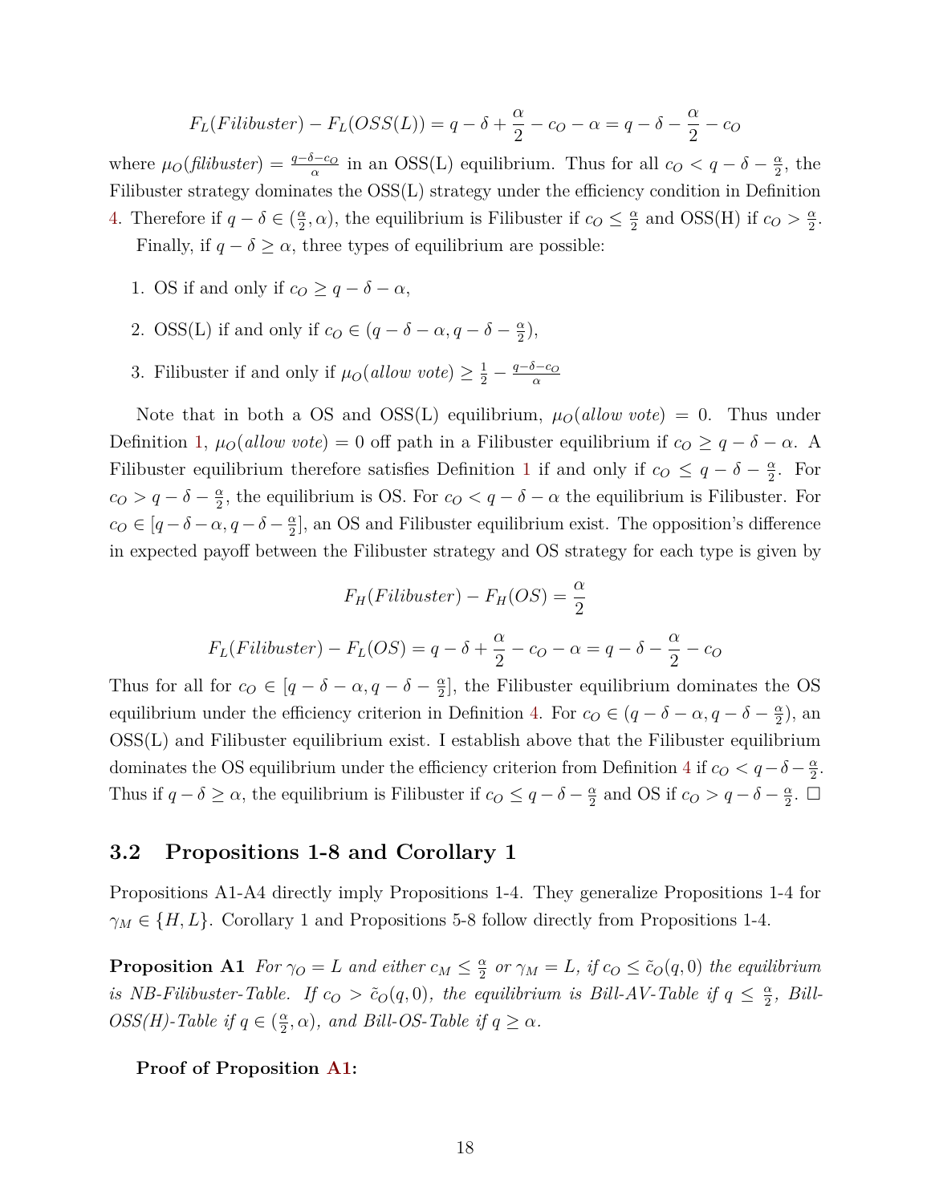$$F_L(Filibuster) - F_L(OSS(L)) = q - \delta + \frac{\alpha}{2} - c_O - \alpha = q - \delta - \frac{\alpha}{2} - c_O$$

where $\mu_O(\textit{filibuster}) = \frac{q-\delta-c_O}{\alpha}$ in an OSS(L) equilibrium. Thus for all $c_O < q - \delta - \frac{\alpha}{2}$, the Filibuster strategy dominates the OSS(L) strategy under the efficiency condition in Definition 4. Therefore if $q - \delta \in (\frac{\alpha}{2}, \alpha)$, the equilibrium is Filibuster if $c_O \leq \frac{\alpha}{2}$ and OSS(H) if $c_O > \frac{\alpha}{2}$.

Finally, if $q - \delta \geq \alpha$, three types of equilibrium are possible:

1. OS if and only if $c_O \geq q - \delta - \alpha$,
2. OSS(L) if and only if $c_O \in (q - \delta - \alpha, q - \delta - \frac{\alpha}{2})$,
3. Filibuster if and only if $\mu_O(\textit{allow vote}) \geq \frac{1}{2} - \frac{q-\delta-c_O}{\alpha}$

Note that in both a OS and OSS(L) equilibrium, $\mu_O(\textit{allow vote}) = 0$. Thus under Definition 1, $\mu_O(\textit{allow vote}) = 0$ off path in a Filibuster equilibrium if $c_O \geq q - \delta - \alpha$. A Filibuster equilibrium therefore satisfies Definition 1 if and only if $c_O \leq q - \delta - \frac{\alpha}{2}$. For $c_O > q - \delta - \frac{\alpha}{2}$, the equilibrium is OS. For $c_O < q - \delta - \alpha$ the equilibrium is Filibuster. For $c_O \in [q - \delta - \alpha, q - \delta - \frac{\alpha}{2}]$, an OS and Filibuster equilibrium exist. The opposition's difference in expected payoff between the Filibuster strategy and OS strategy for each type is given by

$$F_H(Filibuster) - F_H(OS) = \frac{\alpha}{2}$$

$$F_L(Filibuster) - F_L(OS) = q - \delta + \frac{\alpha}{2} - c_O - \alpha = q - \delta - \frac{\alpha}{2} - c_O$$

Thus for all for $c_O \in [q - \delta - \alpha, q - \delta - \frac{\alpha}{2}]$, the Filibuster equilibrium dominates the OS equilibrium under the efficiency criterion in Definition 4. For $c_O \in (q - \delta - \alpha, q - \delta - \frac{\alpha}{2})$, an OSS(L) and Filibuster equilibrium exist. I establish above that the Filibuster equilibrium dominates the OS equilibrium under the efficiency criterion from Definition 4 if $c_O < q - \delta - \frac{\alpha}{2}$. Thus if $q - \delta \geq \alpha$, the equilibrium is Filibuster if $c_O \leq q - \delta - \frac{\alpha}{2}$ and OS if $c_O > q - \delta - \frac{\alpha}{2}$. □

## 3.2 Propositions 1-8 and Corollary 1

Propositions A1-A4 directly imply Propositions 1-4. They generalize Propositions 1-4 for $\gamma_M \in \{H, L\}$. Corollary 1 and Propositions 5-8 follow directly from Propositions 1-4.

**Proposition A1** *For $\gamma_O = L$ and either $c_M \leq \frac{\alpha}{2}$ or $\gamma_M = L$, if $c_O \leq \tilde{c}_O(q, 0)$ the equilibrium is NB-Filibuster-Table. If $c_O > \tilde{c}_O(q, 0)$, the equilibrium is Bill-AV-Table if $q \leq \frac{\alpha}{2}$, Bill-OSS(H)-Table if $q \in (\frac{\alpha}{2}, \alpha)$, and Bill-OS-Table if $q \geq \alpha$.*

**Proof of Proposition A1:**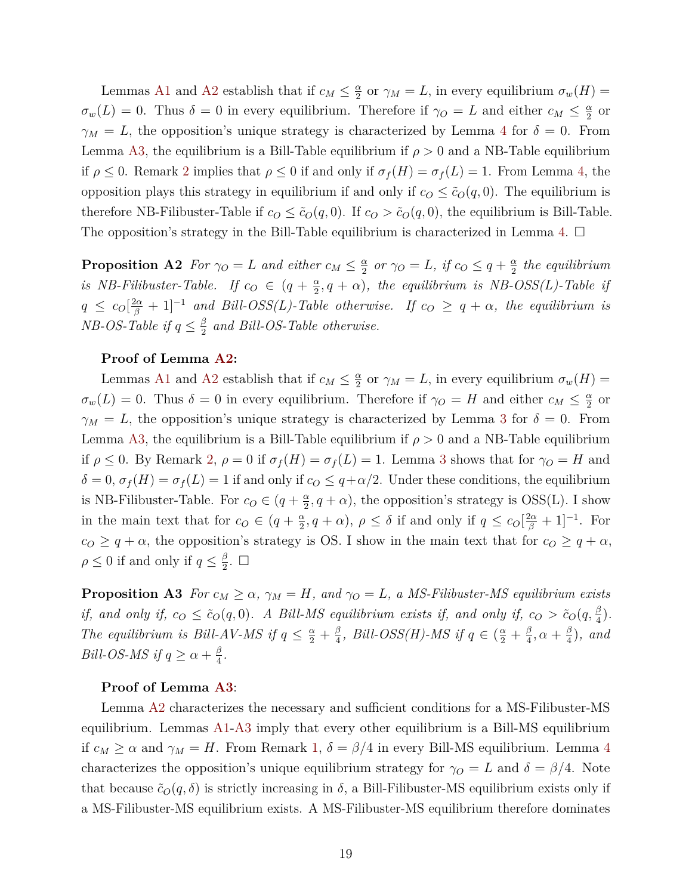Lemmas A1 and A2 establish that if $c_M \leq \frac{\alpha}{2}$ or $\gamma_M = L$, in every equilibrium $\sigma_w(H) = \sigma_w(L) = 0$. Thus $\delta = 0$ in every equilibrium. Therefore if $\gamma_O = L$ and either $c_M \leq \frac{\alpha}{2}$ or $\gamma_M = L$, the opposition's unique strategy is characterized by Lemma 4 for $\delta = 0$. From Lemma A3, the equilibrium is a Bill-Table equilibrium if $\rho > 0$ and a NB-Table equilibrium if $\rho \leq 0$. Remark 2 implies that $\rho \leq 0$ if and only if $\sigma_f(H) = \sigma_f(L) = 1$. From Lemma 4, the opposition plays this strategy in equilibrium if and only if $c_O \leq \tilde{c}_O(q, 0)$. The equilibrium is therefore NB-Filibuster-Table if $c_O \leq \tilde{c}_O(q, 0)$. If $c_O > \tilde{c}_O(q, 0)$, the equilibrium is Bill-Table. The opposition's strategy in the Bill-Table equilibrium is characterized in Lemma 4. □

**Proposition A2** *For $\gamma_O = L$ and either $c_M \leq \frac{\alpha}{2}$ or $\gamma_O = L$, if $c_O \leq q + \frac{\alpha}{2}$ the equilibrium is NB-Filibuster-Table. If $c_O \in (q + \frac{\alpha}{2}, q + \alpha)$, the equilibrium is NB-OSS(L)-Table if $q \leq c_O[\frac{2\alpha}{\beta} + 1]^{-1}$ and Bill-OSS(L)-Table otherwise. If $c_O \geq q + \alpha$, the equilibrium is NB-OS-Table if $q \leq \frac{\beta}{2}$ and Bill-OS-Table otherwise.*

**Proof of Lemma A2:**

Lemmas A1 and A2 establish that if $c_M \leq \frac{\alpha}{2}$ or $\gamma_M = L$, in every equilibrium $\sigma_w(H) = \sigma_w(L) = 0$. Thus $\delta = 0$ in every equilibrium. Therefore if $\gamma_O = H$ and either $c_M \leq \frac{\alpha}{2}$ or $\gamma_M = L$, the opposition's unique strategy is characterized by Lemma 3 for $\delta = 0$. From Lemma A3, the equilibrium is a Bill-Table equilibrium if $\rho > 0$ and a NB-Table equilibrium if $\rho \leq 0$. By Remark 2, $\rho = 0$ if $\sigma_f(H) = \sigma_f(L) = 1$. Lemma 3 shows that for $\gamma_O = H$ and $\delta = 0$, $\sigma_f(H) = \sigma_f(L) = 1$ if and only if $c_O \leq q + \alpha/2$. Under these conditions, the equilibrium is NB-Filibuster-Table. For $c_O \in (q + \frac{\alpha}{2}, q + \alpha)$, the opposition's strategy is OSS(L). I show in the main text that for $c_O \in (q + \frac{\alpha}{2}, q + \alpha)$, $\rho \leq \delta$ if and only if $q \leq c_O[\frac{2\alpha}{\beta} + 1]^{-1}$. For $c_O \geq q + \alpha$, the opposition's strategy is OS. I show in the main text that for $c_O \geq q + \alpha$, $\rho \leq 0$ if and only if $q \leq \frac{\beta}{2}$. □

**Proposition A3** *For $c_M \geq \alpha$, $\gamma_M = H$, and $\gamma_O = L$, a MS-Filibuster-MS equilibrium exists if, and only if, $c_O \leq \tilde{c}_O(q, 0)$. A Bill-MS equilibrium exists if, and only if, $c_O > \tilde{c}_O(q, \frac{\beta}{4})$. The equilibrium is Bill-AV-MS if $q \leq \frac{\alpha}{2} + \frac{\beta}{4}$, Bill-OSS(H)-MS if $q \in (\frac{\alpha}{2} + \frac{\beta}{4}, \alpha + \frac{\beta}{4})$, and Bill-OS-MS if $q \geq \alpha + \frac{\beta}{4}$.*

**Proof of Lemma A3:**

Lemma A2 characterizes the necessary and sufficient conditions for a MS-Filibuster-MS equilibrium. Lemmas A1-A3 imply that every other equilibrium is a Bill-MS equilibrium if $c_M \geq \alpha$ and $\gamma_M = H$. From Remark 1, $\delta = \beta/4$ in every Bill-MS equilibrium. Lemma 4 characterizes the opposition's unique equilibrium strategy for $\gamma_O = L$ and $\delta = \beta/4$. Note that because $\tilde{c}_O(q, \delta)$ is strictly increasing in $\delta$, a Bill-Filibuster-MS equilibrium exists only if a MS-Filibuster-MS equilibrium exists. A MS-Filibuster-MS equilibrium therefore dominates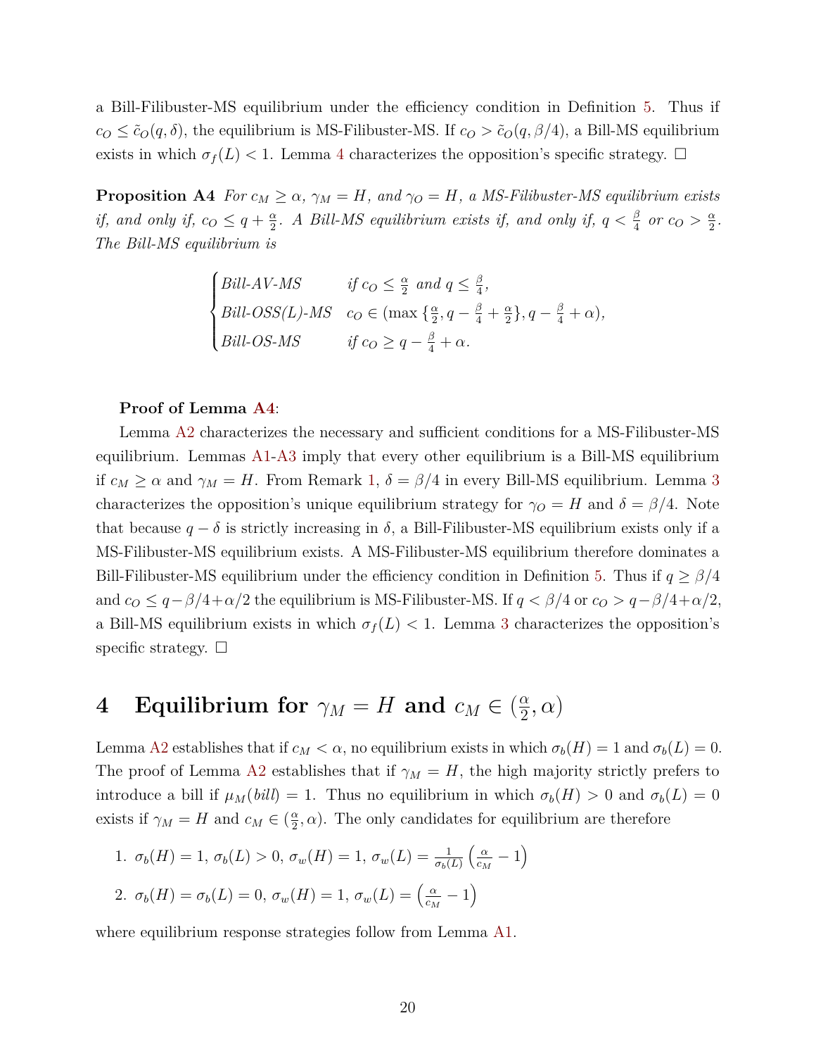a Bill-Filibuster-MS equilibrium under the efficiency condition in Definition 5. Thus if $c_O \leq \tilde{c}_O(q, \delta)$, the equilibrium is MS-Filibuster-MS. If $c_O > \tilde{c}_O(q, \beta/4)$, a Bill-MS equilibrium exists in which $\sigma_f(L) < 1$. Lemma 4 characterizes the opposition's specific strategy. □

**Proposition A4** *For $c_M \geq \alpha$, $\gamma_M = H$, and $\gamma_O = H$, a MS-Filibuster-MS equilibrium exists if, and only if, $c_O \leq q + \frac{\alpha}{2}$. A Bill-MS equilibrium exists if, and only if, $q < \frac{\beta}{4}$ or $c_O > \frac{\alpha}{2}$. The Bill-MS equilibrium is*

$$\begin{cases} \textit{Bill-AV-MS} & \textit{if } c_O \leq \frac{\alpha}{2} \textit{ and } q \leq \frac{\beta}{4}, \\ \textit{Bill-OSS(L)-MS} & c_O \in (\max\{\frac{\alpha}{2}, q - \frac{\beta}{4} + \frac{\alpha}{2}\}, q - \frac{\beta}{4} + \alpha), \\ \textit{Bill-OS-MS} & \textit{if } c_O \geq q - \frac{\beta}{4} + \alpha. \end{cases}$$

**Proof of Lemma A4**:

Lemma A2 characterizes the necessary and sufficient conditions for a MS-Filibuster-MS equilibrium. Lemmas A1-A3 imply that every other equilibrium is a Bill-MS equilibrium if $c_M \geq \alpha$ and $\gamma_M = H$. From Remark 1, $\delta = \beta/4$ in every Bill-MS equilibrium. Lemma 3 characterizes the opposition's unique equilibrium strategy for $\gamma_O = H$ and $\delta = \beta/4$. Note that because $q - \delta$ is strictly increasing in $\delta$, a Bill-Filibuster-MS equilibrium exists only if a MS-Filibuster-MS equilibrium exists. A MS-Filibuster-MS equilibrium therefore dominates a Bill-Filibuster-MS equilibrium under the efficiency condition in Definition 5. Thus if $q \geq \beta/4$ and $c_O \leq q - \beta/4 + \alpha/2$ the equilibrium is MS-Filibuster-MS. If $q < \beta/4$ or $c_O > q - \beta/4 + \alpha/2$, a Bill-MS equilibrium exists in which $\sigma_f(L) < 1$. Lemma 3 characterizes the opposition's specific strategy. □

# 4 Equilibrium for $\gamma_M = H$ and $c_M \in (\frac{\alpha}{2}, \alpha)$

Lemma A2 establishes that if $c_M < \alpha$, no equilibrium exists in which $\sigma_b(H) = 1$ and $\sigma_b(L) = 0$. The proof of Lemma A2 establishes that if $\gamma_M = H$, the high majority strictly prefers to introduce a bill if $\mu_M(bill) = 1$. Thus no equilibrium in which $\sigma_b(H) > 0$ and $\sigma_b(L) = 0$ exists if $\gamma_M = H$ and $c_M \in (\frac{\alpha}{2}, \alpha)$. The only candidates for equilibrium are therefore

1. $\sigma_b(H) = 1$, $\sigma_b(L) > 0$, $\sigma_w(H) = 1$, $\sigma_w(L) = \frac{1}{\sigma_b(L)}\left(\frac{\alpha}{c_M} - 1\right)$
2. $\sigma_b(H) = \sigma_b(L) = 0$, $\sigma_w(H) = 1$, $\sigma_w(L) = \left(\frac{\alpha}{c_M} - 1\right)$

where equilibrium response strategies follow from Lemma A1.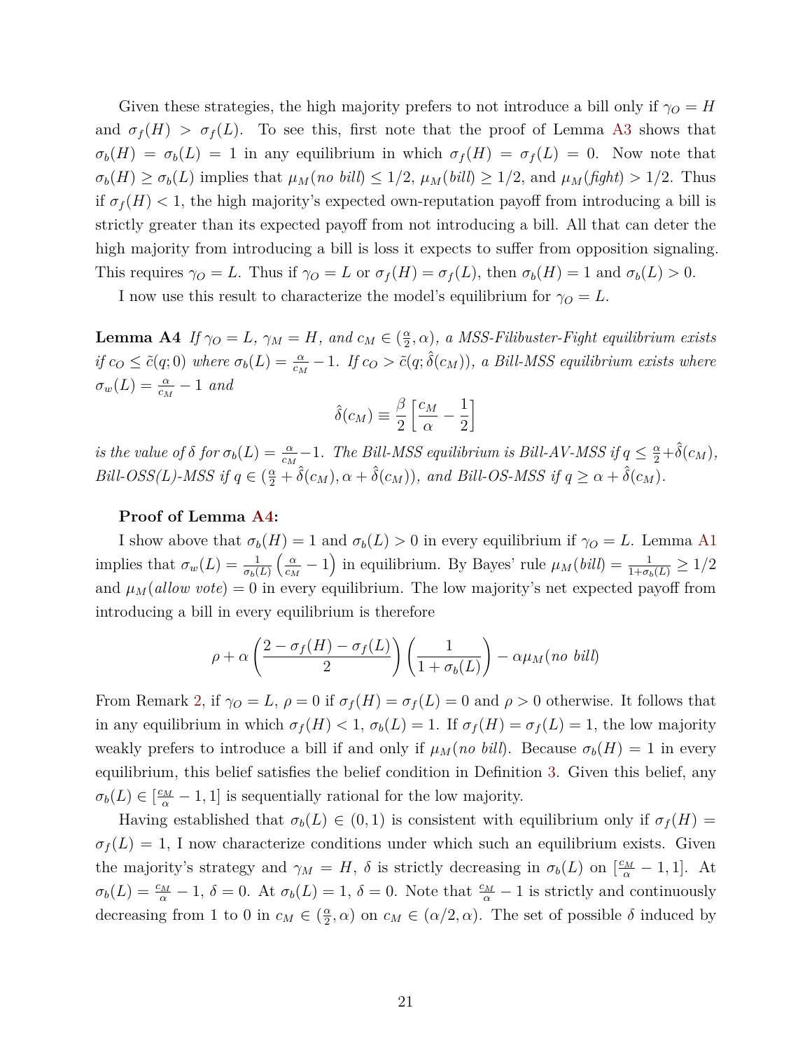Given these strategies, the high majority prefers to not introduce a bill only if $\gamma_O = H$ and $\sigma_f(H) > \sigma_f(L)$. To see this, first note that the proof of Lemma A3 shows that $\sigma_b(H) = \sigma_b(L) = 1$ in any equilibrium in which $\sigma_f(H) = \sigma_f(L) = 0$. Now note that $\sigma_b(H) \geq \sigma_b(L)$ implies that $\mu_M(\textit{no bill}) \leq 1/2$, $\mu_M(\textit{bill}) \geq 1/2$, and $\mu_M(\textit{fight}) > 1/2$. Thus if $\sigma_f(H) < 1$, the high majority's expected own-reputation payoff from introducing a bill is strictly greater than its expected payoff from not introducing a bill. All that can deter the high majority from introducing a bill is loss it expects to suffer from opposition signaling. This requires $\gamma_O = L$. Thus if $\gamma_O = L$ or $\sigma_f(H) = \sigma_f(L)$, then $\sigma_b(H) = 1$ and $\sigma_b(L) > 0$.

I now use this result to characterize the model's equilibrium for $\gamma_O = L$.

**Lemma A4** *If $\gamma_O = L$, $\gamma_M = H$, and $c_M \in (\frac{\alpha}{2}, \alpha)$, a MSS-Filibuster-Fight equilibrium exists if $c_O \leq \tilde{c}(q; 0)$ where $\sigma_b(L) = \frac{\alpha}{c_M} - 1$. If $c_O > \tilde{c}(q; \hat{\delta}(c_M))$, a Bill-MSS equilibrium exists where $\sigma_w(L) = \frac{\alpha}{c_M} - 1$ and*

$$\hat{\delta}(c_M) \equiv \frac{\beta}{2}\left[\frac{c_M}{\alpha} - \frac{1}{2}\right]$$

*is the value of $\delta$ for $\sigma_b(L) = \frac{\alpha}{c_M} - 1$. The Bill-MSS equilibrium is Bill-AV-MSS if $q \leq \frac{\alpha}{2} + \hat{\delta}(c_M)$, Bill-OSS(L)-MSS if $q \in (\frac{\alpha}{2} + \hat{\delta}(c_M), \alpha + \hat{\delta}(c_M))$, and Bill-OS-MSS if $q \geq \alpha + \hat{\delta}(c_M)$.*

**Proof of Lemma A4:**

I show above that $\sigma_b(H) = 1$ and $\sigma_b(L) > 0$ in every equilibrium if $\gamma_O = L$. Lemma A1 implies that $\sigma_w(L) = \frac{1}{\sigma_b(L)}\left(\frac{\alpha}{c_M} - 1\right)$ in equilibrium. By Bayes' rule $\mu_M(\textit{bill}) = \frac{1}{1+\sigma_b(L)} \geq 1/2$ and $\mu_M(\textit{allow vote}) = 0$ in every equilibrium. The low majority's net expected payoff from introducing a bill in every equilibrium is therefore

$$\rho + \alpha\left(\frac{2 - \sigma_f(H) - \sigma_f(L)}{2}\right)\left(\frac{1}{1 + \sigma_b(L)}\right) - \alpha\mu_M(\textit{no bill})$$

From Remark 2, if $\gamma_O = L$, $\rho = 0$ if $\sigma_f(H) = \sigma_f(L) = 0$ and $\rho > 0$ otherwise. It follows that in any equilibrium in which $\sigma_f(H) < 1$, $\sigma_b(L) = 1$. If $\sigma_f(H) = \sigma_f(L) = 1$, the low majority weakly prefers to introduce a bill if and only if $\mu_M(\textit{no bill})$. Because $\sigma_b(H) = 1$ in every equilibrium, this belief satisfies the belief condition in Definition 3. Given this belief, any $\sigma_b(L) \in [\frac{c_M}{\alpha} - 1, 1]$ is sequentially rational for the low majority.

Having established that $\sigma_b(L) \in (0, 1)$ is consistent with equilibrium only if $\sigma_f(H) = \sigma_f(L) = 1$, I now characterize conditions under which such an equilibrium exists. Given the majority's strategy and $\gamma_M = H$, $\delta$ is strictly decreasing in $\sigma_b(L)$ on $[\frac{c_M}{\alpha} - 1, 1]$. At $\sigma_b(L) = \frac{c_M}{\alpha} - 1$, $\delta = 0$. At $\sigma_b(L) = 1$, $\delta = 0$. Note that $\frac{c_M}{\alpha} - 1$ is strictly and continuously decreasing from 1 to 0 in $c_M \in (\frac{\alpha}{2}, \alpha)$ on $c_M \in (\alpha/2, \alpha)$. The set of possible $\delta$ induced by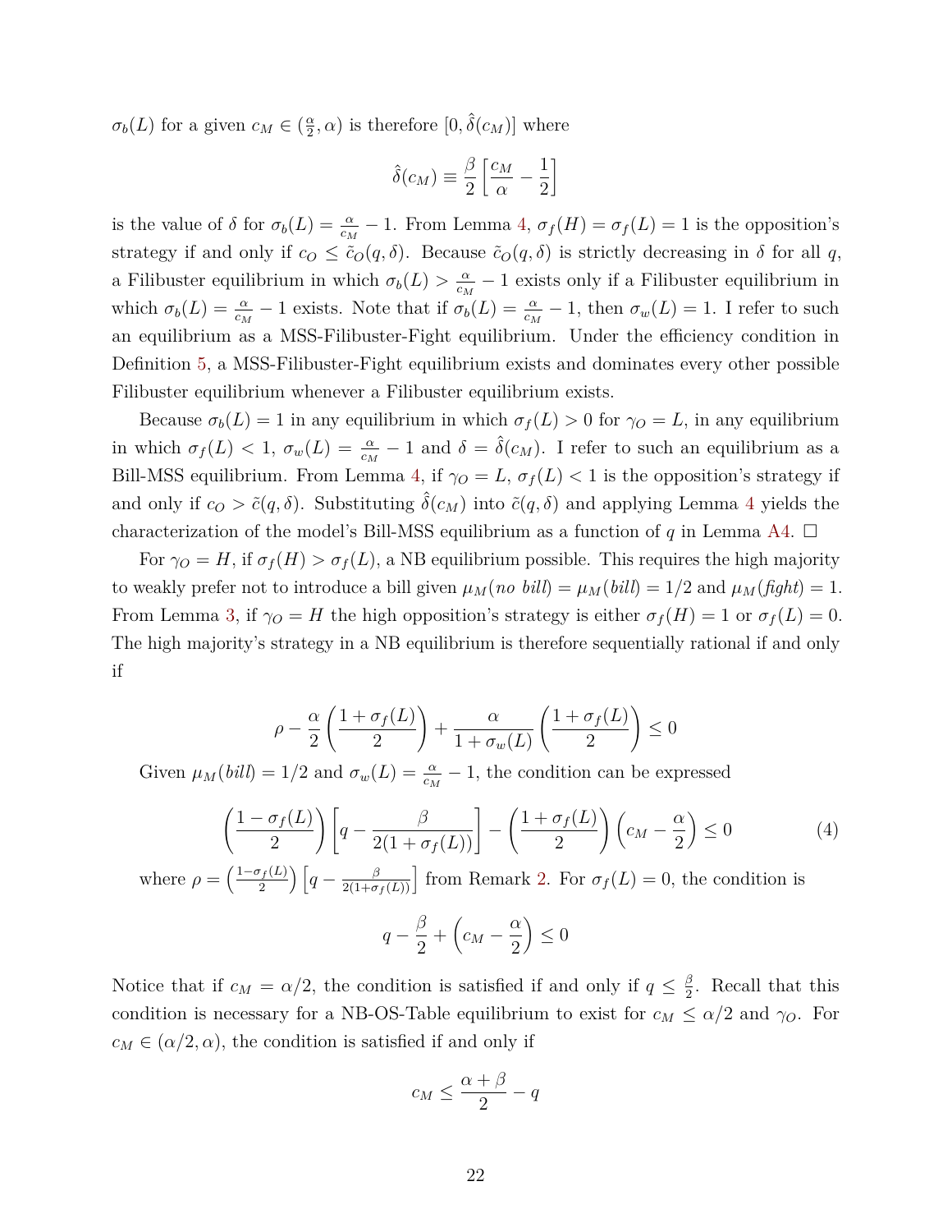$\sigma_b(L)$ for a given $c_M \in (\frac{\alpha}{2}, \alpha)$ is therefore $[0, \hat{\delta}(c_M)]$ where

$$\hat{\delta}(c_M) \equiv \frac{\beta}{2}\left[\frac{c_M}{\alpha} - \frac{1}{2}\right]$$

is the value of $\delta$ for $\sigma_b(L) = \frac{\alpha}{c_M} - 1$. From Lemma 4, $\sigma_f(H) = \sigma_f(L) = 1$ is the opposition's strategy if and only if $c_O \leq \tilde{c}_O(q, \delta)$. Because $\tilde{c}_O(q, \delta)$ is strictly decreasing in $\delta$ for all $q$, a Filibuster equilibrium in which $\sigma_b(L) > \frac{\alpha}{c_M} - 1$ exists only if a Filibuster equilibrium in which $\sigma_b(L) = \frac{\alpha}{c_M} - 1$ exists. Note that if $\sigma_b(L) = \frac{\alpha}{c_M} - 1$, then $\sigma_w(L) = 1$. I refer to such an equilibrium as a MSS-Filibuster-Fight equilibrium. Under the efficiency condition in Definition 5, a MSS-Filibuster-Fight equilibrium exists and dominates every other possible Filibuster equilibrium whenever a Filibuster equilibrium exists.

Because $\sigma_b(L) = 1$ in any equilibrium in which $\sigma_f(L) > 0$ for $\gamma_O = L$, in any equilibrium in which $\sigma_f(L) < 1$, $\sigma_w(L) = \frac{\alpha}{c_M} - 1$ and $\delta = \hat{\delta}(c_M)$. I refer to such an equilibrium as a Bill-MSS equilibrium. From Lemma 4, if $\gamma_O = L$, $\sigma_f(L) < 1$ is the opposition's strategy if and only if $c_O > \tilde{c}(q, \delta)$. Substituting $\hat{\delta}(c_M)$ into $\tilde{c}(q, \delta)$ and applying Lemma 4 yields the characterization of the model's Bill-MSS equilibrium as a function of $q$ in Lemma A4. $\square$

For $\gamma_O = H$, if $\sigma_f(H) > \sigma_f(L)$, a NB equilibrium possible. This requires the high majority to weakly prefer not to introduce a bill given $\mu_M(\textit{no bill}) = \mu_M(\textit{bill}) = 1/2$ and $\mu_M(\textit{fight}) = 1$. From Lemma 3, if $\gamma_O = H$ the high opposition's strategy is either $\sigma_f(H) = 1$ or $\sigma_f(L) = 0$. The high majority's strategy in a NB equilibrium is therefore sequentially rational if and only if

$$\rho - \frac{\alpha}{2}\left(\frac{1 + \sigma_f(L)}{2}\right) + \frac{\alpha}{1 + \sigma_w(L)}\left(\frac{1 + \sigma_f(L)}{2}\right) \leq 0$$

Given $\mu_M(\textit{bill}) = 1/2$ and $\sigma_w(L) = \frac{\alpha}{c_M} - 1$, the condition can be expressed

$$\left(\frac{1 - \sigma_f(L)}{2}\right)\left[q - \frac{\beta}{2(1 + \sigma_f(L))}\right] - \left(\frac{1 + \sigma_f(L)}{2}\right)\left(c_M - \frac{\alpha}{2}\right) \leq 0 \qquad (4)$$

where $\rho = \left(\frac{1-\sigma_f(L)}{2}\right)\left[q - \frac{\beta}{2(1+\sigma_f(L))}\right]$ from Remark 2. For $\sigma_f(L) = 0$, the condition is

$$q - \frac{\beta}{2} + \left(c_M - \frac{\alpha}{2}\right) \leq 0$$

Notice that if $c_M = \alpha/2$, the condition is satisfied if and only if $q \leq \frac{\beta}{2}$. Recall that this condition is necessary for a NB-OS-Table equilibrium to exist for $c_M \leq \alpha/2$ and $\gamma_O$. For $c_M \in (\alpha/2, \alpha)$, the condition is satisfied if and only if

$$c_M \leq \frac{\alpha + \beta}{2} - q$$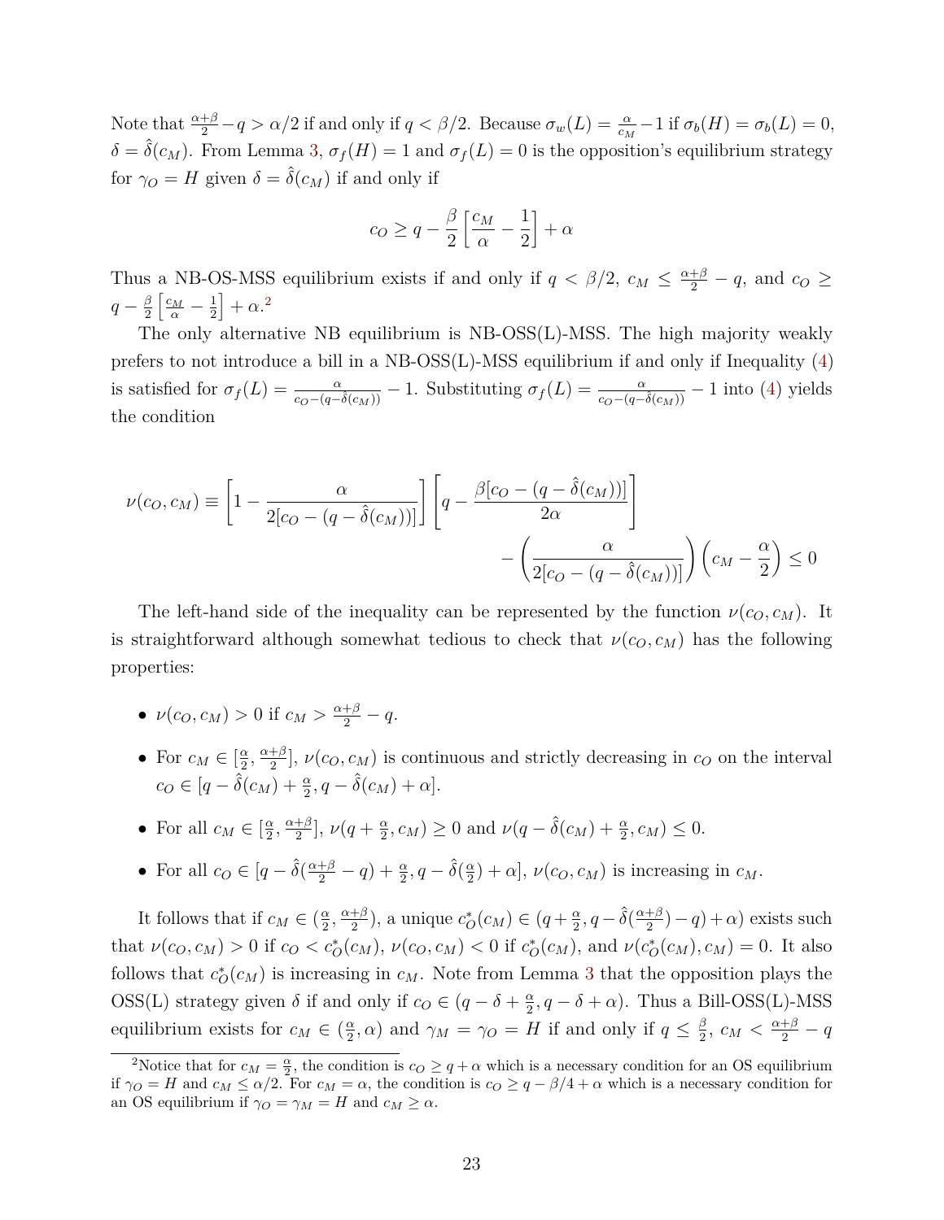Note that $\frac{\alpha+\beta}{2} - q > \alpha/2$ if and only if $q < \beta/2$. Because $\sigma_w(L) = \frac{\alpha}{c_M} - 1$ if $\sigma_b(H) = \sigma_b(L) = 0$, $\delta = \hat{\delta}(c_M)$. From Lemma 3, $\sigma_f(H) = 1$ and $\sigma_f(L) = 0$ is the opposition's equilibrium strategy for $\gamma_O = H$ given $\delta = \hat{\delta}(c_M)$ if and only if

$$c_O \geq q - \frac{\beta}{2}\left[\frac{c_M}{\alpha} - \frac{1}{2}\right] + \alpha$$

Thus a NB-OS-MSS equilibrium exists if and only if $q < \beta/2$, $c_M \leq \frac{\alpha+\beta}{2} - q$, and $c_O \geq q - \frac{\beta}{2}\left[\frac{c_M}{\alpha} - \frac{1}{2}\right] + \alpha$.[2]

The only alternative NB equilibrium is NB-OSS(L)-MSS. The high majority weakly prefers to not introduce a bill in a NB-OSS(L)-MSS equilibrium if and only if Inequality (4) is satisfied for $\sigma_f(L) = \frac{\alpha}{c_O - (q - \hat{\delta}(c_M))} - 1$. Substituting $\sigma_f(L) = \frac{\alpha}{c_O - (q - \hat{\delta}(c_M))} - 1$ into (4) yields the condition

$$\nu(c_O, c_M) \equiv \left[1 - \frac{\alpha}{2[c_O - (q - \hat{\delta}(c_M))]}\right]\left[q - \frac{\beta[c_O - (q - \hat{\delta}(c_M))]}{2\alpha}\right] - \left(\frac{\alpha}{2[c_O - (q - \hat{\delta}(c_M))]}\right)\left(c_M - \frac{\alpha}{2}\right) \leq 0$$

The left-hand side of the inequality can be represented by the function $\nu(c_O, c_M)$. It is straightforward although somewhat tedious to check that $\nu(c_O, c_M)$ has the following properties:

- $\nu(c_O, c_M) > 0$ if $c_M > \frac{\alpha+\beta}{2} - q$.
- For $c_M \in [\frac{\alpha}{2}, \frac{\alpha+\beta}{2}]$, $\nu(c_O, c_M)$ is continuous and strictly decreasing in $c_O$ on the interval $c_O \in [q - \hat{\delta}(c_M) + \frac{\alpha}{2}, q - \hat{\delta}(c_M) + \alpha]$.
- For all $c_M \in [\frac{\alpha}{2}, \frac{\alpha+\beta}{2}]$, $\nu(q + \frac{\alpha}{2}, c_M) \geq 0$ and $\nu(q - \hat{\delta}(c_M) + \frac{\alpha}{2}, c_M) \leq 0$.
- For all $c_O \in [q - \hat{\delta}(\frac{\alpha+\beta}{2} - q) + \frac{\alpha}{2}, q - \hat{\delta}(\frac{\alpha}{2}) + \alpha]$, $\nu(c_O, c_M)$ is increasing in $c_M$.

It follows that if $c_M \in (\frac{\alpha}{2}, \frac{\alpha+\beta}{2})$, a unique $c_O^*(c_M) \in (q + \frac{\alpha}{2}, q - \hat{\delta}(\frac{\alpha+\beta}{2}) - q) + \alpha)$ exists such that $\nu(c_O, c_M) > 0$ if $c_O < c_O^*(c_M)$, $\nu(c_O, c_M) < 0$ if $c_O^*(c_M)$, and $\nu(c_O^*(c_M), c_M) = 0$. It also follows that $c_O^*(c_M)$ is increasing in $c_M$. Note from Lemma 3 that the opposition plays the OSS(L) strategy given $\delta$ if and only if $c_O \in (q - \delta + \frac{\alpha}{2}, q - \delta + \alpha)$. Thus a Bill-OSS(L)-MSS equilibrium exists for $c_M \in (\frac{\alpha}{2}, \alpha)$ and $\gamma_M = \gamma_O = H$ if and only if $q \leq \frac{\beta}{2}$, $c_M < \frac{\alpha+\beta}{2} - q$

[2] Notice that for $c_M = \frac{\alpha}{2}$, the condition is $c_O \geq q + \alpha$ which is a necessary condition for an OS equilibrium if $\gamma_O = H$ and $c_M \leq \alpha/2$. For $c_M = \alpha$, the condition is $c_O \geq q - \beta/4 + \alpha$ which is a necessary condition for an OS equilibrium if $\gamma_O = \gamma_M = H$ and $c_M \geq \alpha$.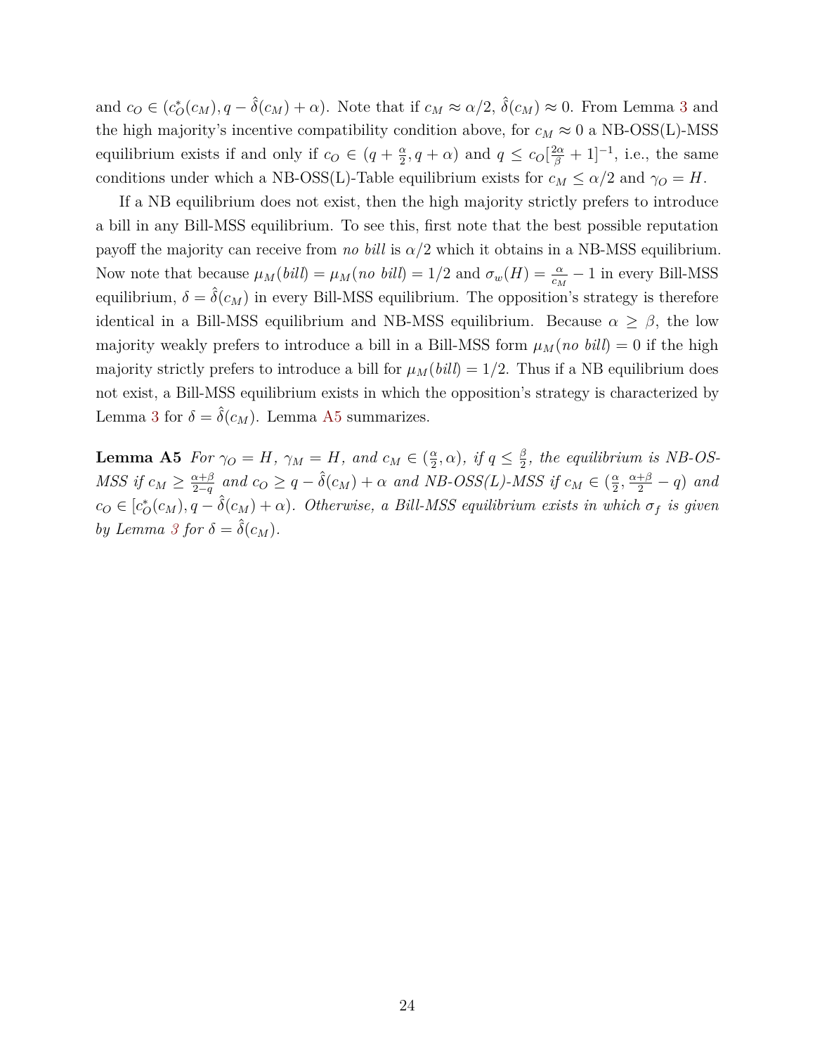and $c_O \in (c_O^*(c_M), q - \hat{\delta}(c_M) + \alpha)$. Note that if $c_M \approx \alpha/2$, $\hat{\delta}(c_M) \approx 0$. From Lemma 3 and the high majority's incentive compatibility condition above, for $c_M \approx 0$ a NB-OSS(L)-MSS equilibrium exists if and only if $c_O \in (q + \frac{\alpha}{2}, q + \alpha)$ and $q \leq c_O[\frac{2\alpha}{\beta} + 1]^{-1}$, i.e., the same conditions under which a NB-OSS(L)-Table equilibrium exists for $c_M \leq \alpha/2$ and $\gamma_O = H$.

If a NB equilibrium does not exist, then the high majority strictly prefers to introduce a bill in any Bill-MSS equilibrium. To see this, first note that the best possible reputation payoff the majority can receive from *no bill* is $\alpha/2$ which it obtains in a NB-MSS equilibrium. Now note that because $\mu_M(bill) = \mu_M(no\ bill) = 1/2$ and $\sigma_w(H) = \frac{\alpha}{c_M} - 1$ in every Bill-MSS equilibrium, $\delta = \hat{\delta}(c_M)$ in every Bill-MSS equilibrium. The opposition's strategy is therefore identical in a Bill-MSS equilibrium and NB-MSS equilibrium. Because $\alpha \geq \beta$, the low majority weakly prefers to introduce a bill in a Bill-MSS form $\mu_M(no\ bill) = 0$ if the high majority strictly prefers to introduce a bill for $\mu_M(bill) = 1/2$. Thus if a NB equilibrium does not exist, a Bill-MSS equilibrium exists in which the opposition's strategy is characterized by Lemma 3 for $\delta = \hat{\delta}(c_M)$. Lemma A5 summarizes.

**Lemma A5** *For $\gamma_O = H$, $\gamma_M = H$, and $c_M \in (\frac{\alpha}{2}, \alpha)$, if $q \leq \frac{\beta}{2}$, the equilibrium is NB-OS-MSS if $c_M \geq \frac{\alpha+\beta}{2-q}$ and $c_O \geq q - \hat{\delta}(c_M) + \alpha$ and NB-OSS(L)-MSS if $c_M \in (\frac{\alpha}{2}, \frac{\alpha+\beta}{2} - q)$ and $c_O \in [c_O^*(c_M), q - \hat{\delta}(c_M) + \alpha)$. Otherwise, a Bill-MSS equilibrium exists in which $\sigma_f$ is given by Lemma 3 for $\delta = \hat{\delta}(c_M)$.*